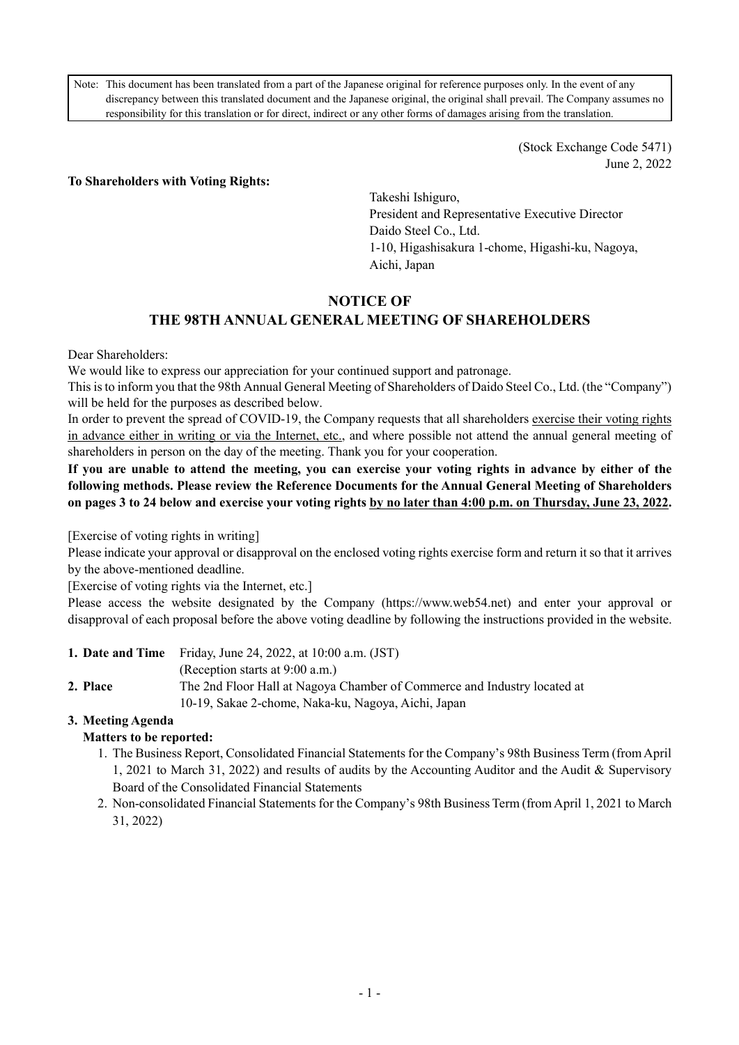> Note: This document has been translated from a part of the Japanese original for reference purposes only. In the event of any discrepancy between this translated document and the Japanese original, the original shall prevail. The Company assumes no responsibility for this translation or for direct, indirect or any other forms of damages arising from the translation.

(Stock Exchange Code 5471)
June 2, 2022

**To Shareholders with Voting Rights:**

Takeshi Ishiguro,
President and Representative Executive Director
Daido Steel Co., Ltd.
1-10, Higashisakura 1-chome, Higashi-ku, Nagoya, Aichi, Japan

# NOTICE OF THE 98TH ANNUAL GENERAL MEETING OF SHAREHOLDERS

Dear Shareholders:

We would like to express our appreciation for your continued support and patronage.

This is to inform you that the 98th Annual General Meeting of Shareholders of Daido Steel Co., Ltd. (the "Company") will be held for the purposes as described below.

In order to prevent the spread of COVID-19, the Company requests that all shareholders exercise their voting rights in advance either in writing or via the Internet, etc., and where possible not attend the annual general meeting of shareholders in person on the day of the meeting. Thank you for your cooperation.

**If you are unable to attend the meeting, you can exercise your voting rights in advance by either of the following methods. Please review the Reference Documents for the Annual General Meeting of Shareholders on pages 3 to 24 below and exercise your voting rights by no later than 4:00 p.m. on Thursday, June 23, 2022.**

[Exercise of voting rights in writing]

Please indicate your approval or disapproval on the enclosed voting rights exercise form and return it so that it arrives by the above-mentioned deadline.

[Exercise of voting rights via the Internet, etc.]

Please access the website designated by the Company (https://www.web54.net) and enter your approval or disapproval of each proposal before the above voting deadline by following the instructions provided in the website.

**1. Date and Time** Friday, June 24, 2022, at 10:00 a.m. (JST)
(Reception starts at 9:00 a.m.)

**2. Place** The 2nd Floor Hall at Nagoya Chamber of Commerce and Industry located at 10-19, Sakae 2-chome, Naka-ku, Nagoya, Aichi, Japan

**3. Meeting Agenda**

**Matters to be reported:**

1. The Business Report, Consolidated Financial Statements for the Company's 98th Business Term (from April 1, 2021 to March 31, 2022) and results of audits by the Accounting Auditor and the Audit & Supervisory Board of the Consolidated Financial Statements
2. Non-consolidated Financial Statements for the Company's 98th Business Term (from April 1, 2021 to March 31, 2022)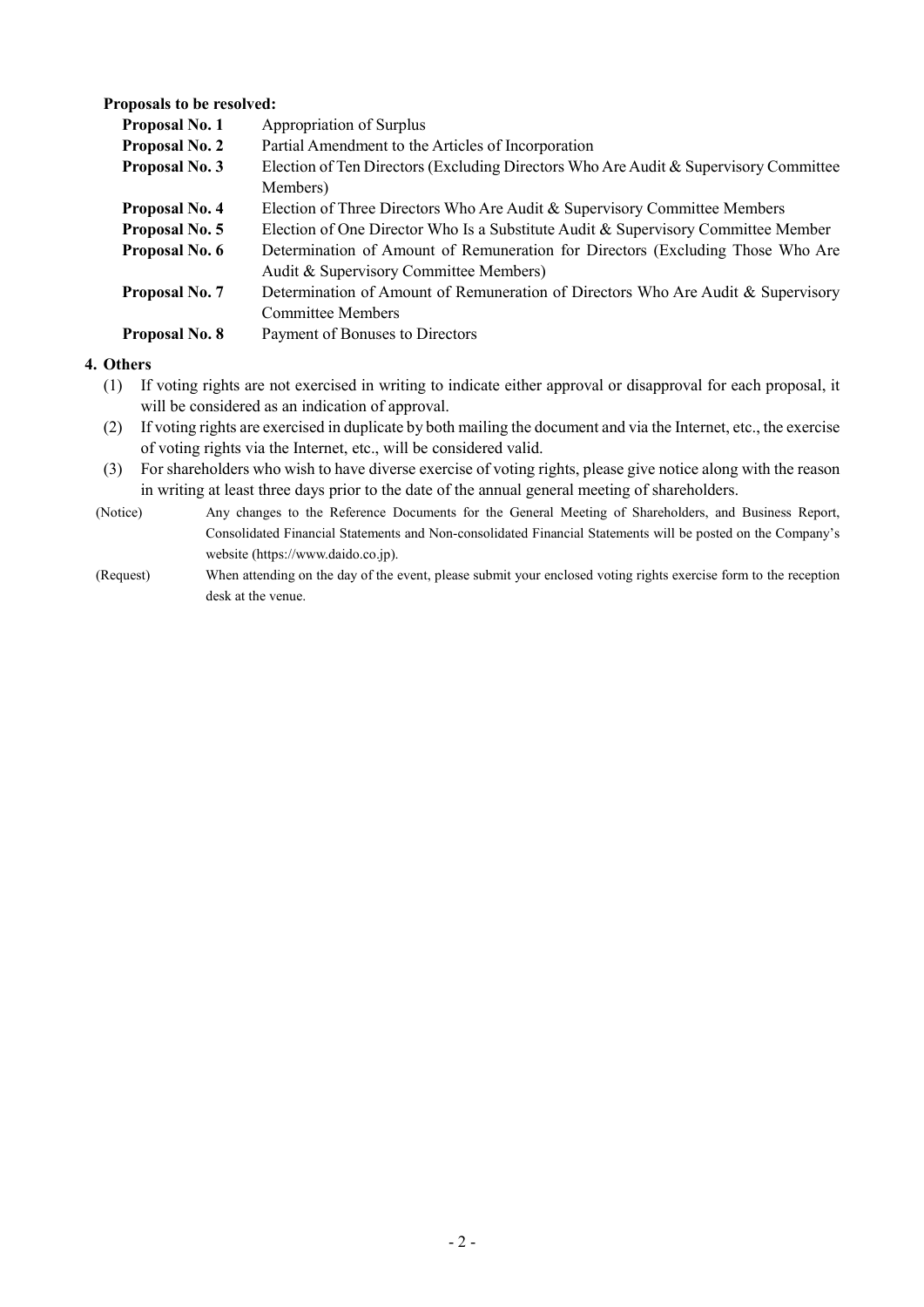**Proposals to be resolved:**

| | |
|---|---|
| **Proposal No. 1** | Appropriation of Surplus |
| **Proposal No. 2** | Partial Amendment to the Articles of Incorporation |
| **Proposal No. 3** | Election of Ten Directors (Excluding Directors Who Are Audit & Supervisory Committee Members) |
| **Proposal No. 4** | Election of Three Directors Who Are Audit & Supervisory Committee Members |
| **Proposal No. 5** | Election of One Director Who Is a Substitute Audit & Supervisory Committee Member |
| **Proposal No. 6** | Determination of Amount of Remuneration for Directors (Excluding Those Who Are Audit & Supervisory Committee Members) |
| **Proposal No. 7** | Determination of Amount of Remuneration of Directors Who Are Audit & Supervisory Committee Members |
| **Proposal No. 8** | Payment of Bonuses to Directors |

## 4. Others

(1) If voting rights are not exercised in writing to indicate either approval or disapproval for each proposal, it will be considered as an indication of approval.

(2) If voting rights are exercised in duplicate by both mailing the document and via the Internet, etc., the exercise of voting rights via the Internet, etc., will be considered valid.

(3) For shareholders who wish to have diverse exercise of voting rights, please give notice along with the reason in writing at least three days prior to the date of the annual general meeting of shareholders.

(Notice) Any changes to the Reference Documents for the General Meeting of Shareholders, and Business Report, Consolidated Financial Statements and Non-consolidated Financial Statements will be posted on the Company's website (https://www.daido.co.jp).

(Request) When attending on the day of the event, please submit your enclosed voting rights exercise form to the reception desk at the venue.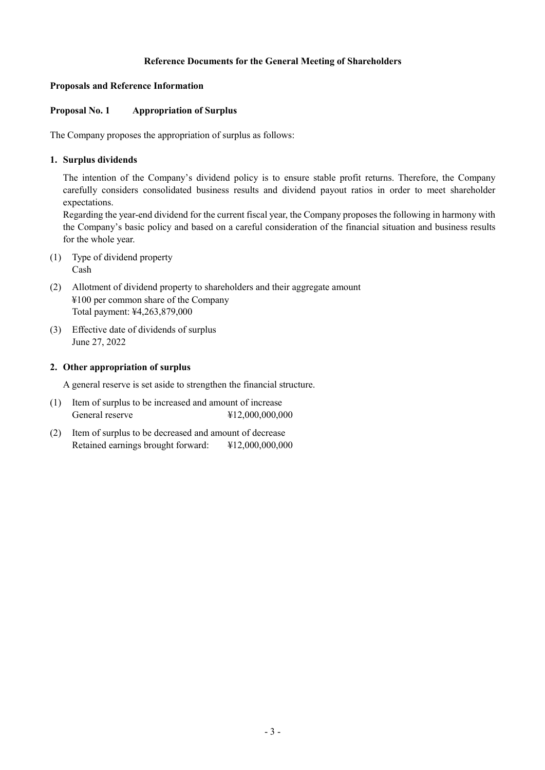## Reference Documents for the General Meeting of Shareholders

### Proposals and Reference Information

### Proposal No. 1 Appropriation of Surplus

The Company proposes the appropriation of surplus as follows:

#### 1. Surplus dividends

The intention of the Company's dividend policy is to ensure stable profit returns. Therefore, the Company carefully considers consolidated business results and dividend payout ratios in order to meet shareholder expectations.

Regarding the year-end dividend for the current fiscal year, the Company proposes the following in harmony with the Company's basic policy and based on a careful consideration of the financial situation and business results for the whole year.

(1) Type of dividend property
Cash

(2) Allotment of dividend property to shareholders and their aggregate amount
¥100 per common share of the Company
Total payment: ¥4,263,879,000

(3) Effective date of dividends of surplus
June 27, 2022

#### 2. Other appropriation of surplus

A general reserve is set aside to strengthen the financial structure.

(1) Item of surplus to be increased and amount of increase
General reserve ¥12,000,000,000

(2) Item of surplus to be decreased and amount of decrease
Retained earnings brought forward: ¥12,000,000,000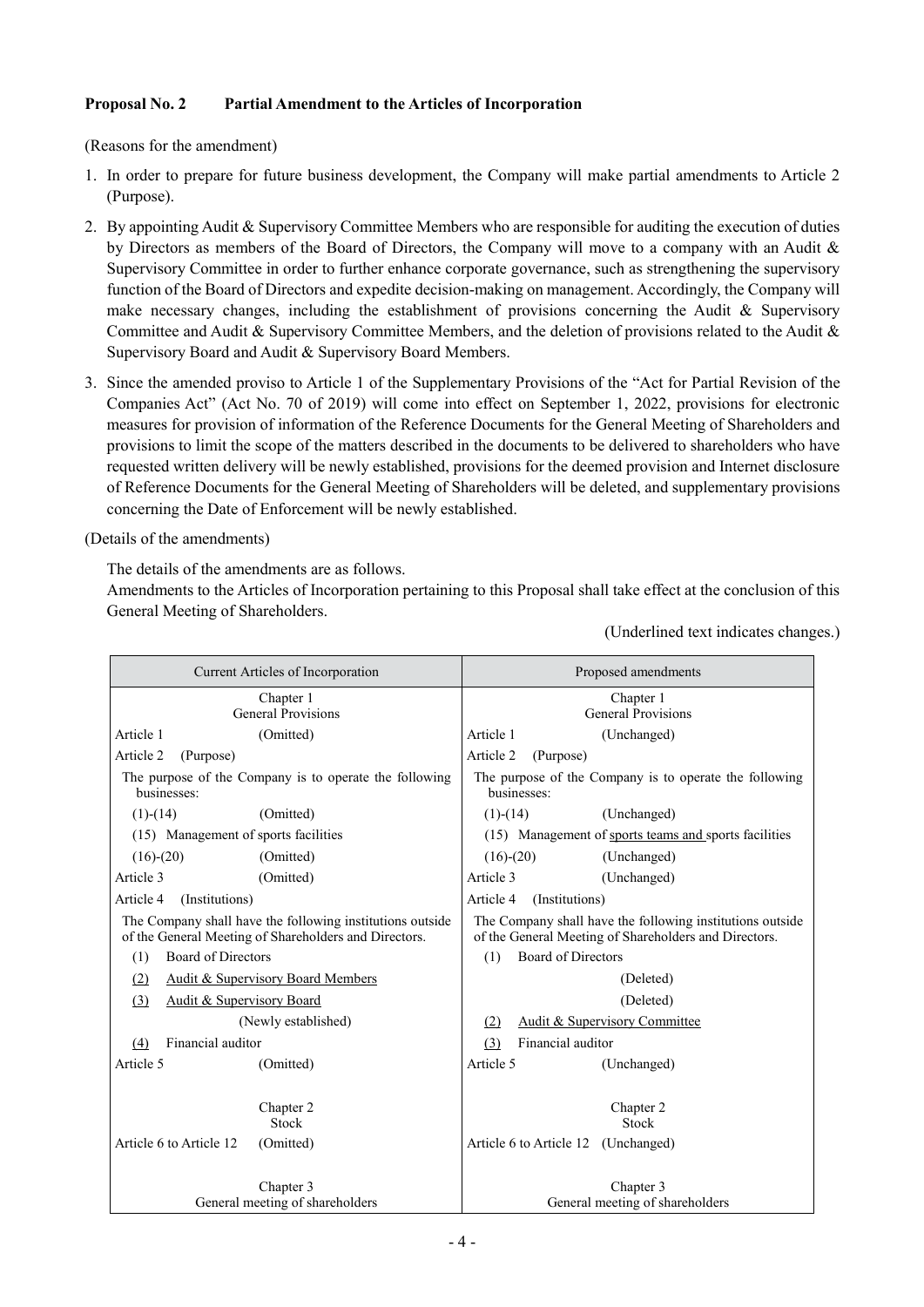**Proposal No. 2 Partial Amendment to the Articles of Incorporation**

(Reasons for the amendment)

1. In order to prepare for future business development, the Company will make partial amendments to Article 2 (Purpose).
2. By appointing Audit & Supervisory Committee Members who are responsible for auditing the execution of duties by Directors as members of the Board of Directors, the Company will move to a company with an Audit & Supervisory Committee in order to further enhance corporate governance, such as strengthening the supervisory function of the Board of Directors and expedite decision-making on management. Accordingly, the Company will make necessary changes, including the establishment of provisions concerning the Audit & Supervisory Committee and Audit & Supervisory Committee Members, and the deletion of provisions related to the Audit & Supervisory Board and Audit & Supervisory Board Members.
3. Since the amended proviso to Article 1 of the Supplementary Provisions of the "Act for Partial Revision of the Companies Act" (Act No. 70 of 2019) will come into effect on September 1, 2022, provisions for electronic measures for provision of information of the Reference Documents for the General Meeting of Shareholders and provisions to limit the scope of the matters described in the documents to be delivered to shareholders who have requested written delivery will be newly established, provisions for the deemed provision and Internet disclosure of Reference Documents for the General Meeting of Shareholders will be deleted, and supplementary provisions concerning the Date of Enforcement will be newly established.

(Details of the amendments)

The details of the amendments are as follows.
Amendments to the Articles of Incorporation pertaining to this Proposal shall take effect at the conclusion of this General Meeting of Shareholders.

(Underlined text indicates changes.)

| Current Articles of Incorporation | Proposed amendments |
|---|---|
| Chapter 1<br>General Provisions | Chapter 1<br>General Provisions |
| Article 1 (Omitted) | Article 1 (Unchanged) |
| Article 2 (Purpose) | Article 2 (Purpose) |
| The purpose of the Company is to operate the following businesses: | The purpose of the Company is to operate the following businesses: |
| (1)-(14) (Omitted) | (1)-(14) (Unchanged) |
| (15) Management of sports facilities | (15) Management of <u>sports teams and</u> sports facilities |
| (16)-(20) (Omitted) | (16)-(20) (Unchanged) |
| Article 3 (Omitted) | Article 3 (Unchanged) |
| Article 4 (Institutions) | Article 4 (Institutions) |
| The Company shall have the following institutions outside of the General Meeting of Shareholders and Directors. | The Company shall have the following institutions outside of the General Meeting of Shareholders and Directors. |
| (1) Board of Directors | (1) Board of Directors |
| <u>(2) Audit & Supervisory Board Members</u> | (Deleted) |
| <u>(3) Audit & Supervisory Board</u> | (Deleted) |
| (Newly established) | <u>(2) Audit & Supervisory Committee</u> |
| <u>(4)</u> Financial auditor | <u>(3)</u> Financial auditor |
| Article 5 (Omitted) | Article 5 (Unchanged) |
| Chapter 2<br>Stock | Chapter 2<br>Stock |
| Article 6 to Article 12 (Omitted) | Article 6 to Article 12 (Unchanged) |
| Chapter 3<br>General meeting of shareholders | Chapter 3<br>General meeting of shareholders |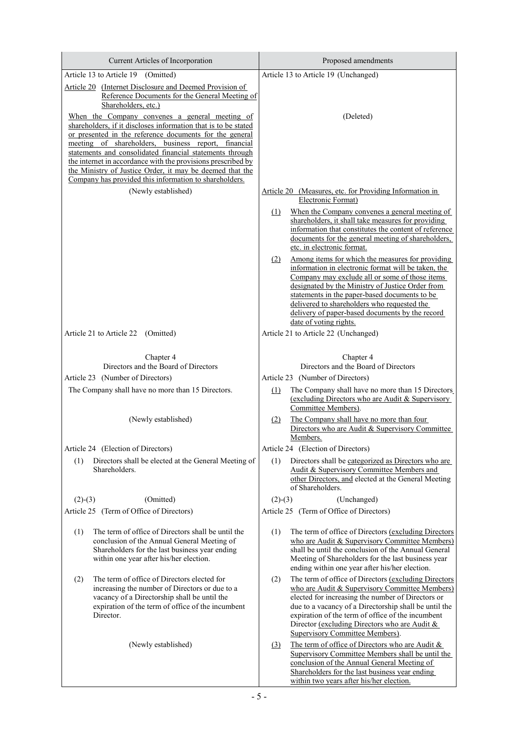| Current Articles of Incorporation | Proposed amendments |
| --- | --- |
| Article 13 to Article 19 (Omitted) | Article 13 to Article 19 (Unchanged) |
| Article 20 (Internet Disclosure and Deemed Provision of Reference Documents for the General Meeting of Shareholders, etc.)<br>When the Company convenes a general meeting of shareholders, if it discloses information that is to be stated or presented in the reference documents for the general meeting of shareholders, business report, financial statements and consolidated financial statements through the internet in accordance with the provisions prescribed by the Ministry of Justice Order, it may be deemed that the Company has provided this information to shareholders. | (Deleted) |
| (Newly established) | Article 20 (Measures, etc. for Providing Information in Electronic Format)<br>(1) When the Company convenes a general meeting of shareholders, it shall take measures for providing information that constitutes the content of reference documents for the general meeting of shareholders, etc. in electronic format.<br>(2) Among items for which the measures for providing information in electronic format will be taken, the Company may exclude all or some of those items designated by the Ministry of Justice Order from statements in the paper-based documents to be delivered to shareholders who requested the delivery of paper-based documents by the record date of voting rights. |
| Article 21 to Article 22 (Omitted) | Article 21 to Article 22 (Unchanged) |
| Chapter 4<br>Directors and the Board of Directors | Chapter 4<br>Directors and the Board of Directors |
| Article 23 (Number of Directors) | Article 23 (Number of Directors) |
| The Company shall have no more than 15 Directors. | (1) The Company shall have no more than 15 Directors (excluding Directors who are Audit & Supervisory Committee Members). |
| (Newly established) | (2) The Company shall have no more than four Directors who are Audit & Supervisory Committee Members. |
| Article 24 (Election of Directors) | Article 24 (Election of Directors) |
| (1) Directors shall be elected at the General Meeting of Shareholders. | (1) Directors shall be categorized as Directors who are Audit & Supervisory Committee Members and other Directors, and elected at the General Meeting of Shareholders. |
| (2)-(3) (Omitted) | (2)-(3) (Unchanged) |
| Article 25 (Term of Office of Directors) | Article 25 (Term of Office of Directors) |
| (1) The term of office of Directors shall be until the conclusion of the Annual General Meeting of Shareholders for the last business year ending within one year after his/her election. | (1) The term of office of Directors (excluding Directors who are Audit & Supervisory Committee Members) shall be until the conclusion of the Annual General Meeting of Shareholders for the last business year ending within one year after his/her election. |
| (2) The term of office of Directors elected for increasing the number of Directors or due to a vacancy of a Directorship shall be until the expiration of the term of office of the incumbent Director. | (2) The term of office of Directors (excluding Directors who are Audit & Supervisory Committee Members) elected for increasing the number of Directors or due to a vacancy of a Directorship shall be until the expiration of the term of office of the incumbent Director (excluding Directors who are Audit & Supervisory Committee Members). |
| (Newly established) | (3) The term of office of Directors who are Audit & Supervisory Committee Members shall be until the conclusion of the Annual General Meeting of Shareholders for the last business year ending within two years after his/her election. |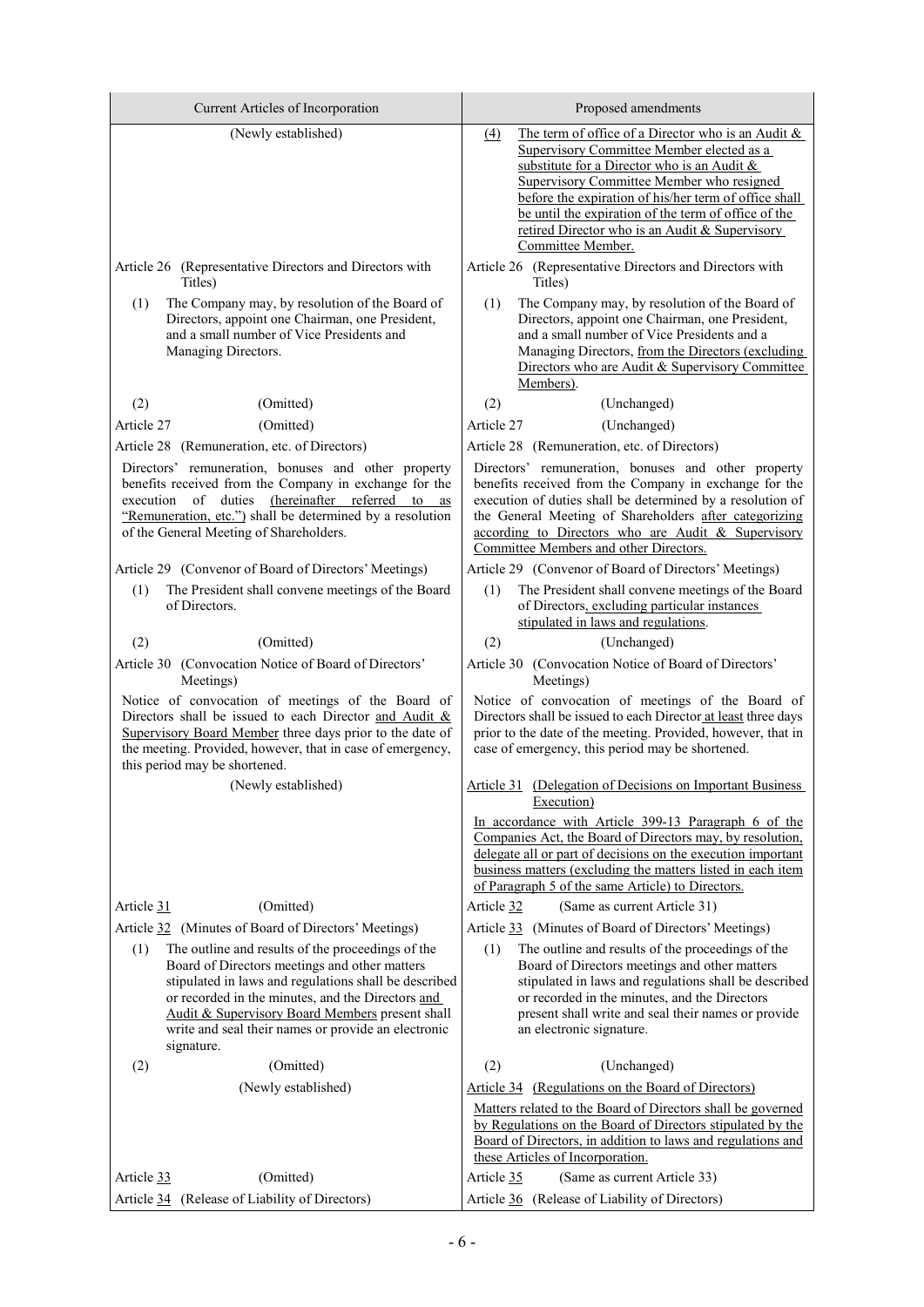| Current Articles of Incorporation | Proposed amendments |
| --- | --- |
| (Newly established) | (4) The term of office of a Director who is an Audit & Supervisory Committee Member elected as a substitute for a Director who is an Audit & Supervisory Committee Member who resigned before the expiration of his/her term of office shall be until the expiration of the term of office of the retired Director who is an Audit & Supervisory Committee Member. |
| Article 26 (Representative Directors and Directors with Titles) | Article 26 (Representative Directors and Directors with Titles) |
| (1) The Company may, by resolution of the Board of Directors, appoint one Chairman, one President, and a small number of Vice Presidents and Managing Directors. | (1) The Company may, by resolution of the Board of Directors, appoint one Chairman, one President, and a small number of Vice Presidents and a Managing Directors, from the Directors (excluding Directors who are Audit & Supervisory Committee Members). |
| (2) (Omitted) | (2) (Unchanged) |
| Article 27 (Omitted) | Article 27 (Unchanged) |
| Article 28 (Remuneration, etc. of Directors) | Article 28 (Remuneration, etc. of Directors) |
| Directors' remuneration, bonuses and other property benefits received from the Company in exchange for the execution of duties (hereinafter referred to as "Remuneration, etc.") shall be determined by a resolution of the General Meeting of Shareholders. | Directors' remuneration, bonuses and other property benefits received from the Company in exchange for the execution of duties shall be determined by a resolution of the General Meeting of Shareholders after categorizing according to Directors who are Audit & Supervisory Committee Members and other Directors. |
| Article 29 (Convenor of Board of Directors' Meetings) | Article 29 (Convenor of Board of Directors' Meetings) |
| (1) The President shall convene meetings of the Board of Directors. | (1) The President shall convene meetings of the Board of Directors, excluding particular instances stipulated in laws and regulations. |
| (2) (Omitted) | (2) (Unchanged) |
| Article 30 (Convocation Notice of Board of Directors' Meetings) | Article 30 (Convocation Notice of Board of Directors' Meetings) |
| Notice of convocation of meetings of the Board of Directors shall be issued to each Director and Audit & Supervisory Board Member three days prior to the date of the meeting. Provided, however, that in case of emergency, this period may be shortened. | Notice of convocation of meetings of the Board of Directors shall be issued to each Director at least three days prior to the date of the meeting. Provided, however, that in case of emergency, this period may be shortened. |
| (Newly established) | Article 31 (Delegation of Decisions on Important Business Execution)<br>In accordance with Article 399-13 Paragraph 6 of the Companies Act, the Board of Directors may, by resolution, delegate all or part of decisions on the execution important business matters (excluding the matters listed in each item of Paragraph 5 of the same Article) to Directors. |
| Article 31 (Omitted) | Article 32 (Same as current Article 31) |
| Article 32 (Minutes of Board of Directors' Meetings) | Article 33 (Minutes of Board of Directors' Meetings) |
| (1) The outline and results of the proceedings of the Board of Directors meetings and other matters stipulated in laws and regulations shall be described or recorded in the minutes, and the Directors and Audit & Supervisory Board Members present shall write and seal their names or provide an electronic signature. | (1) The outline and results of the proceedings of the Board of Directors meetings and other matters stipulated in laws and regulations shall be described or recorded in the minutes, and the Directors present shall write and seal their names or provide an electronic signature. |
| (2) (Omitted) | (2) (Unchanged) |
| (Newly established) | Article 34 (Regulations on the Board of Directors)<br>Matters related to the Board of Directors shall be governed by Regulations on the Board of Directors stipulated by the Board of Directors, in addition to laws and regulations and these Articles of Incorporation. |
| Article 33 (Omitted) | Article 35 (Same as current Article 33) |
| Article 34 (Release of Liability of Directors) | Article 36 (Release of Liability of Directors) |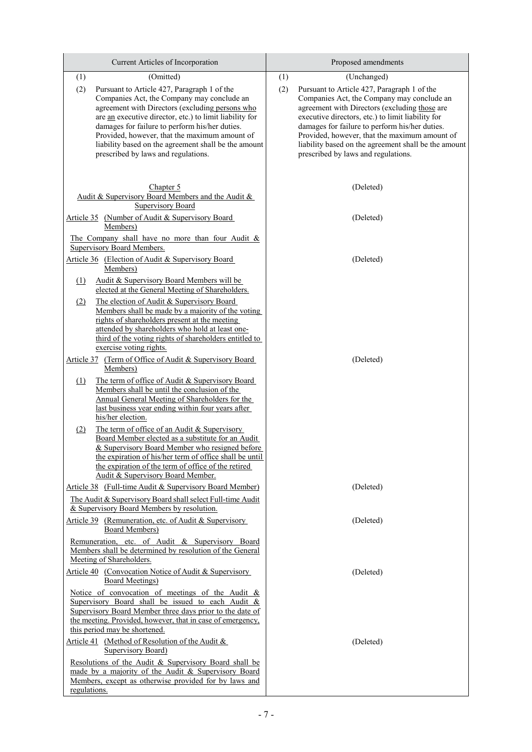| Current Articles of Incorporation | Proposed amendments |
|---|---|
| (1) (Omitted) | (1) (Unchanged) |
| (2) Pursuant to Article 427, Paragraph 1 of the Companies Act, the Company may conclude an agreement with Directors (excluding persons who are an executive director, etc.) to limit liability for damages for failure to perform his/her duties. Provided, however, that the maximum amount of liability based on the agreement shall be the amount prescribed by laws and regulations. | (2) Pursuant to Article 427, Paragraph 1 of the Companies Act, the Company may conclude an agreement with Directors (excluding those are executive directors, etc.) to limit liability for damages for failure to perform his/her duties. Provided, however, that the maximum amount of liability based on the agreement shall be the amount prescribed by laws and regulations. |
| Chapter 5<br>Audit & Supervisory Board Members and the Audit & Supervisory Board | (Deleted) |
| Article 35 (Number of Audit & Supervisory Board Members)<br>The Company shall have no more than four Audit & Supervisory Board Members. | (Deleted) |
| Article 36 (Election of Audit & Supervisory Board Members)<br>(1) Audit & Supervisory Board Members will be elected at the General Meeting of Shareholders.<br>(2) The election of Audit & Supervisory Board Members shall be made by a majority of the voting rights of shareholders present at the meeting attended by shareholders who hold at least one-third of the voting rights of shareholders entitled to exercise voting rights. | (Deleted) |
| Article 37 (Term of Office of Audit & Supervisory Board Members)<br>(1) The term of office of Audit & Supervisory Board Members shall be until the conclusion of the Annual General Meeting of Shareholders for the last business year ending within four years after his/her election.<br>(2) The term of office of an Audit & Supervisory Board Member elected as a substitute for an Audit & Supervisory Board Member who resigned before the expiration of his/her term of office shall be until the expiration of the term of office of the retired Audit & Supervisory Board Member. | (Deleted) |
| Article 38 (Full-time Audit & Supervisory Board Member)<br>The Audit & Supervisory Board shall select Full-time Audit & Supervisory Board Members by resolution. | (Deleted) |
| Article 39 (Remuneration, etc. of Audit & Supervisory Board Members)<br>Remuneration, etc. of Audit & Supervisory Board Members shall be determined by resolution of the General Meeting of Shareholders. | (Deleted) |
| Article 40 (Convocation Notice of Audit & Supervisory Board Meetings)<br>Notice of convocation of meetings of the Audit & Supervisory Board shall be issued to each Audit & Supervisory Board Member three days prior to the date of the meeting. Provided, however, that in case of emergency, this period may be shortened. | (Deleted) |
| Article 41 (Method of Resolution of the Audit & Supervisory Board)<br>Resolutions of the Audit & Supervisory Board shall be made by a majority of the Audit & Supervisory Board Members, except as otherwise provided for by laws and regulations. | (Deleted) |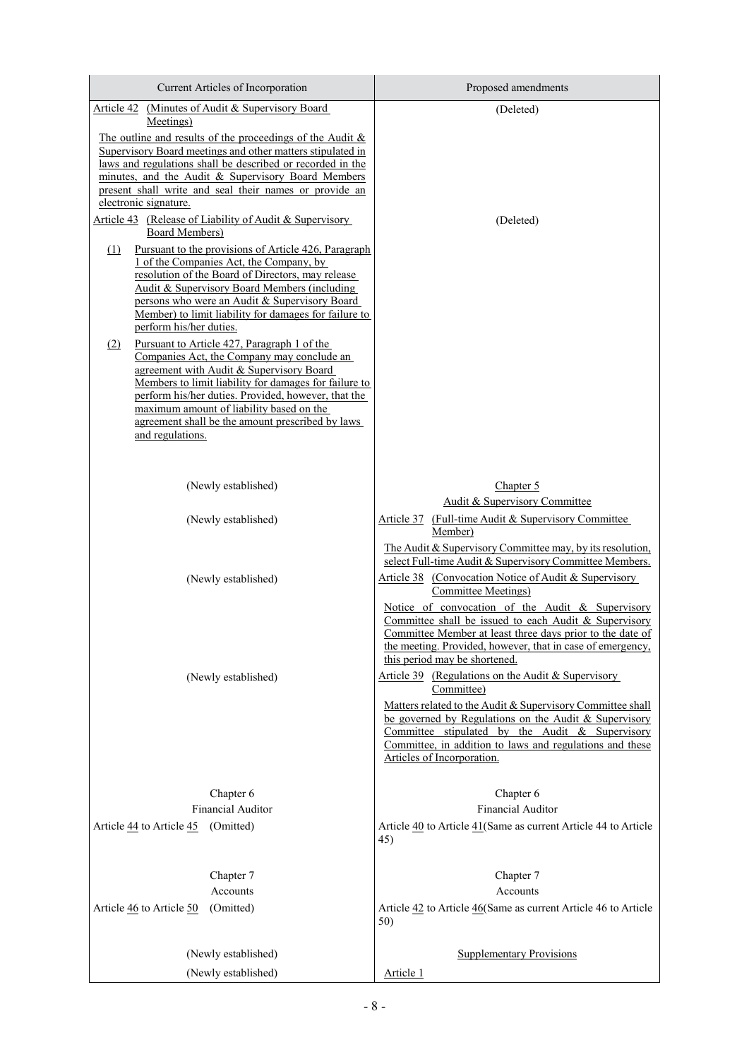| Current Articles of Incorporation | Proposed amendments |
|---|---|
| Article 42 (Minutes of Audit & Supervisory Board Meetings)<br>The outline and results of the proceedings of the Audit & Supervisory Board meetings and other matters stipulated in laws and regulations shall be described or recorded in the minutes, and the Audit & Supervisory Board Members present shall write and seal their names or provide an electronic signature. | (Deleted) |
| Article 43 (Release of Liability of Audit & Supervisory Board Members)<br>(1) Pursuant to the provisions of Article 426, Paragraph 1 of the Companies Act, the Company, by resolution of the Board of Directors, may release Audit & Supervisory Board Members (including persons who were an Audit & Supervisory Board Member) to limit liability for damages for failure to perform his/her duties.<br>(2) Pursuant to Article 427, Paragraph 1 of the Companies Act, the Company may conclude an agreement with Audit & Supervisory Board Members to limit liability for damages for failure to perform his/her duties. Provided, however, that the maximum amount of liability based on the agreement shall be the amount prescribed by laws and regulations. | (Deleted) |
| (Newly established) | Chapter 5<br>Audit & Supervisory Committee |
| (Newly established) | Article 37 (Full-time Audit & Supervisory Committee Member)<br>The Audit & Supervisory Committee may, by its resolution, select Full-time Audit & Supervisory Committee Members. |
| (Newly established) | Article 38 (Convocation Notice of Audit & Supervisory Committee Meetings)<br>Notice of convocation of the Audit & Supervisory Committee shall be issued to each Audit & Supervisory Committee Member at least three days prior to the date of the meeting. Provided, however, that in case of emergency, this period may be shortened. |
| (Newly established) | Article 39 (Regulations on the Audit & Supervisory Committee)<br>Matters related to the Audit & Supervisory Committee shall be governed by Regulations on the Audit & Supervisory Committee stipulated by the Audit & Supervisory Committee, in addition to laws and regulations and these Articles of Incorporation. |
| Chapter 6<br>Financial Auditor | Chapter 6<br>Financial Auditor |
| Article 44 to Article 45 (Omitted) | Article 40 to Article 41(Same as current Article 44 to Article 45) |
| Chapter 7<br>Accounts | Chapter 7<br>Accounts |
| Article 46 to Article 50 (Omitted) | Article 42 to Article 46(Same as current Article 46 to Article 50) |
| (Newly established) | Supplementary Provisions |
| (Newly established) | Article 1 |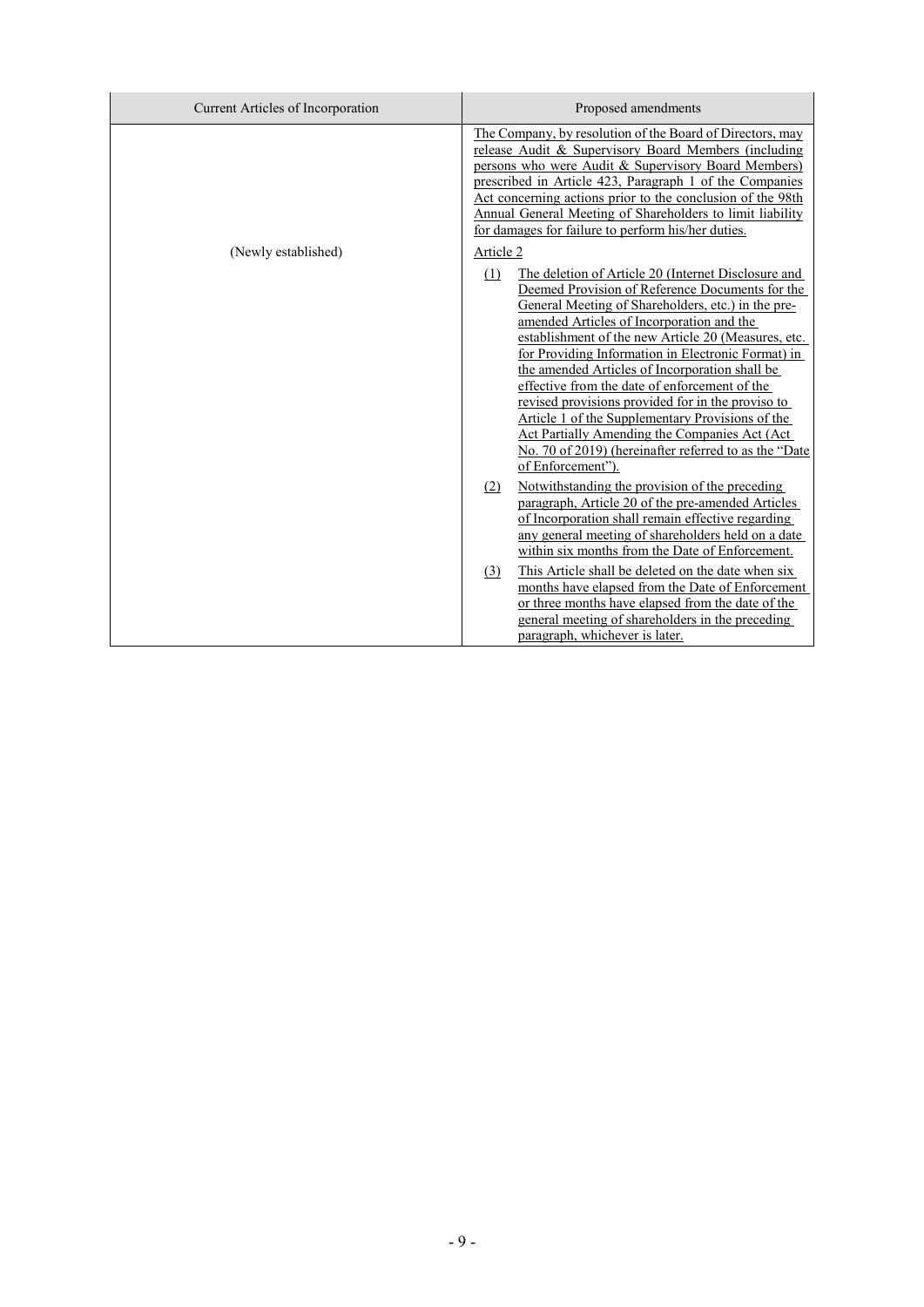| Current Articles of Incorporation | Proposed amendments |
|---|---|
| | The Company, by resolution of the Board of Directors, may release Audit & Supervisory Board Members (including persons who were Audit & Supervisory Board Members) prescribed in Article 423, Paragraph 1 of the Companies Act concerning actions prior to the conclusion of the 98th Annual General Meeting of Shareholders to limit liability for damages for failure to perform his/her duties. |
| (Newly established) | Article 2<br>(1) The deletion of Article 20 (Internet Disclosure and Deemed Provision of Reference Documents for the General Meeting of Shareholders, etc.) in the pre-amended Articles of Incorporation and the establishment of the new Article 20 (Measures, etc. for Providing Information in Electronic Format) in the amended Articles of Incorporation shall be effective from the date of enforcement of the revised provisions provided for in the proviso to Article 1 of the Supplementary Provisions of the Act Partially Amending the Companies Act (Act No. 70 of 2019) (hereinafter referred to as the "Date of Enforcement").<br>(2) Notwithstanding the provision of the preceding paragraph, Article 20 of the pre-amended Articles of Incorporation shall remain effective regarding any general meeting of shareholders held on a date within six months from the Date of Enforcement.<br>(3) This Article shall be deleted on the date when six months have elapsed from the Date of Enforcement or three months have elapsed from the date of the general meeting of shareholders in the preceding paragraph, whichever is later. |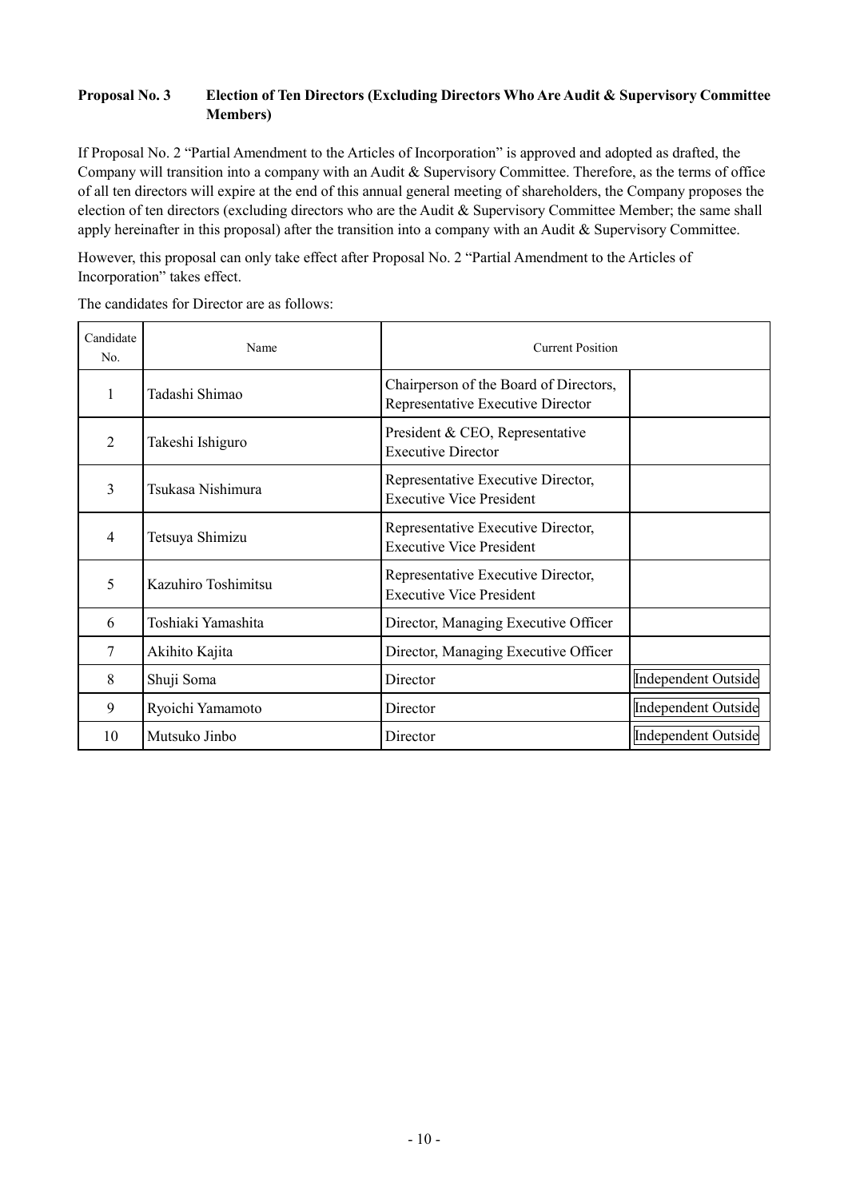**Proposal No. 3 Election of Ten Directors (Excluding Directors Who Are Audit & Supervisory Committee Members)**

If Proposal No. 2 "Partial Amendment to the Articles of Incorporation" is approved and adopted as drafted, the Company will transition into a company with an Audit & Supervisory Committee. Therefore, as the terms of office of all ten directors will expire at the end of this annual general meeting of shareholders, the Company proposes the election of ten directors (excluding directors who are the Audit & Supervisory Committee Member; the same shall apply hereinafter in this proposal) after the transition into a company with an Audit & Supervisory Committee.

However, this proposal can only take effect after Proposal No. 2 "Partial Amendment to the Articles of Incorporation" takes effect.

The candidates for Director are as follows:

| Candidate No. | Name | Current Position | |
|---|---|---|---|
| 1 | Tadashi Shimao | Chairperson of the Board of Directors, Representative Executive Director | |
| 2 | Takeshi Ishiguro | President & CEO, Representative Executive Director | |
| 3 | Tsukasa Nishimura | Representative Executive Director, Executive Vice President | |
| 4 | Tetsuya Shimizu | Representative Executive Director, Executive Vice President | |
| 5 | Kazuhiro Toshimitsu | Representative Executive Director, Executive Vice President | |
| 6 | Toshiaki Yamashita | Director, Managing Executive Officer | |
| 7 | Akihito Kajita | Director, Managing Executive Officer | |
| 8 | Shuji Soma | Director | Independent Outside |
| 9 | Ryoichi Yamamoto | Director | Independent Outside |
| 10 | Mutsuko Jinbo | Director | Independent Outside |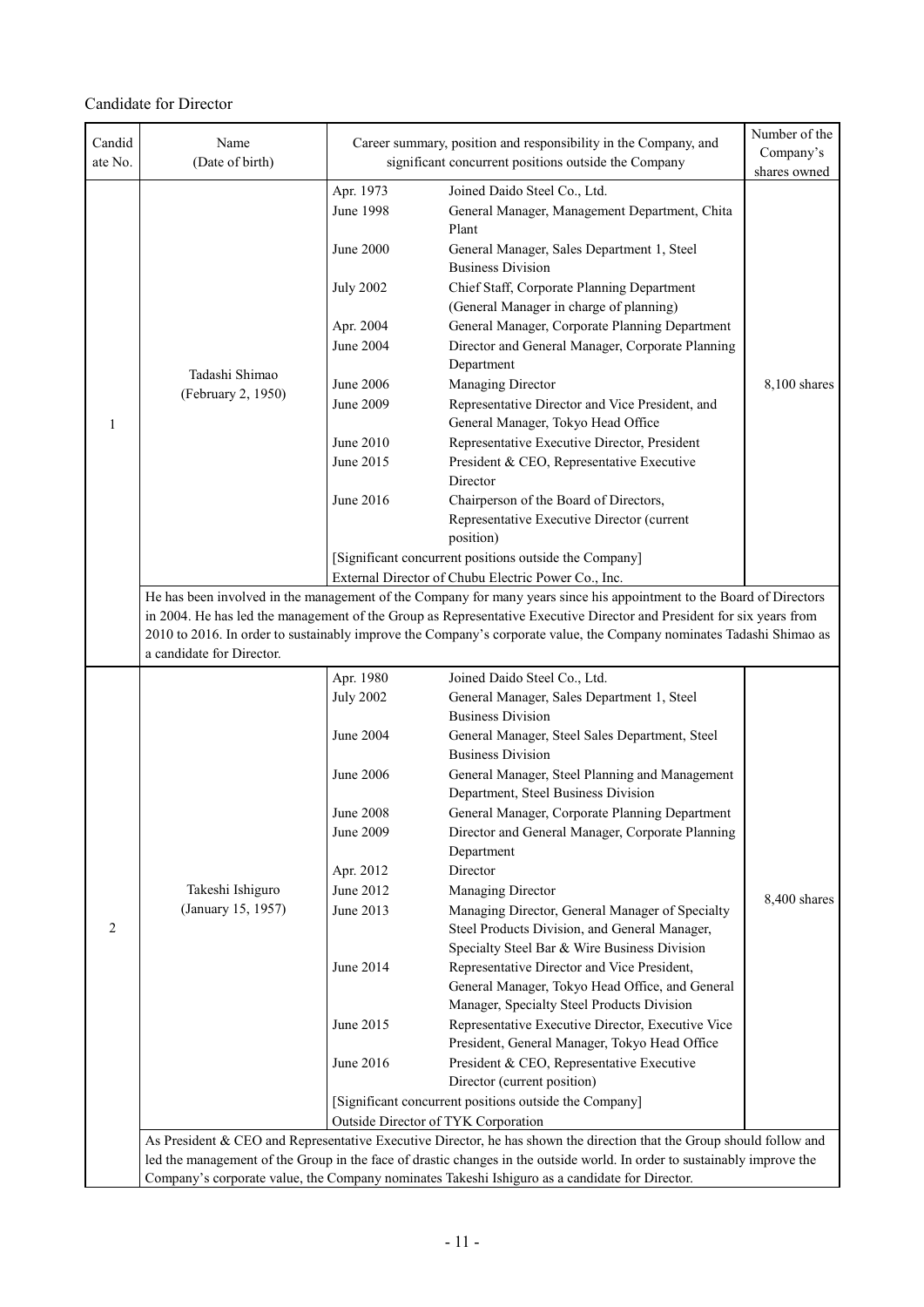Candidate for Director

| Candidate No. | Name (Date of birth) | Career summary, position and responsibility in the Company, and significant concurrent positions outside the Company | Number of the Company's shares owned |
|---|---|---|---|
| 1 | Tadashi Shimao (February 2, 1950) | Apr. 1973 Joined Daido Steel Co., Ltd.<br>June 1998 General Manager, Management Department, Chita Plant<br>June 2000 General Manager, Sales Department 1, Steel Business Division<br>July 2002 Chief Staff, Corporate Planning Department (General Manager in charge of planning)<br>Apr. 2004 General Manager, Corporate Planning Department<br>June 2004 Director and General Manager, Corporate Planning Department<br>June 2006 Managing Director<br>June 2009 Representative Director and Vice President, and General Manager, Tokyo Head Office<br>June 2010 Representative Executive Director, President<br>June 2015 President & CEO, Representative Executive Director<br>June 2016 Chairperson of the Board of Directors, Representative Executive Director (current position)<br>[Significant concurrent positions outside the Company]<br>External Director of Chubu Electric Power Co., Inc. | 8,100 shares |
| | He has been involved in the management of the Company for many years since his appointment to the Board of Directors in 2004. He has led the management of the Group as Representative Executive Director and President for six years from 2010 to 2016. In order to sustainably improve the Company's corporate value, the Company nominates Tadashi Shimao as a candidate for Director. | | |
| 2 | Takeshi Ishiguro (January 15, 1957) | Apr. 1980 Joined Daido Steel Co., Ltd.<br>July 2002 General Manager, Sales Department 1, Steel Business Division<br>June 2004 General Manager, Steel Sales Department, Steel Business Division<br>June 2006 General Manager, Steel Planning and Management Department, Steel Business Division<br>June 2008 General Manager, Corporate Planning Department<br>June 2009 Director and General Manager, Corporate Planning Department<br>Apr. 2012 Director<br>June 2012 Managing Director<br>June 2013 Managing Director, General Manager of Specialty Steel Products Division, and General Manager, Specialty Steel Bar & Wire Business Division<br>June 2014 Representative Director and Vice President, General Manager, Tokyo Head Office, and General Manager, Specialty Steel Products Division<br>June 2015 Representative Executive Director, Executive Vice President, General Manager, Tokyo Head Office<br>June 2016 President & CEO, Representative Executive Director (current position)<br>[Significant concurrent positions outside the Company]<br>Outside Director of TYK Corporation | 8,400 shares |
| | As President & CEO and Representative Executive Director, he has shown the direction that the Group should follow and led the management of the Group in the face of drastic changes in the outside world. In order to sustainably improve the Company's corporate value, the Company nominates Takeshi Ishiguro as a candidate for Director. | | |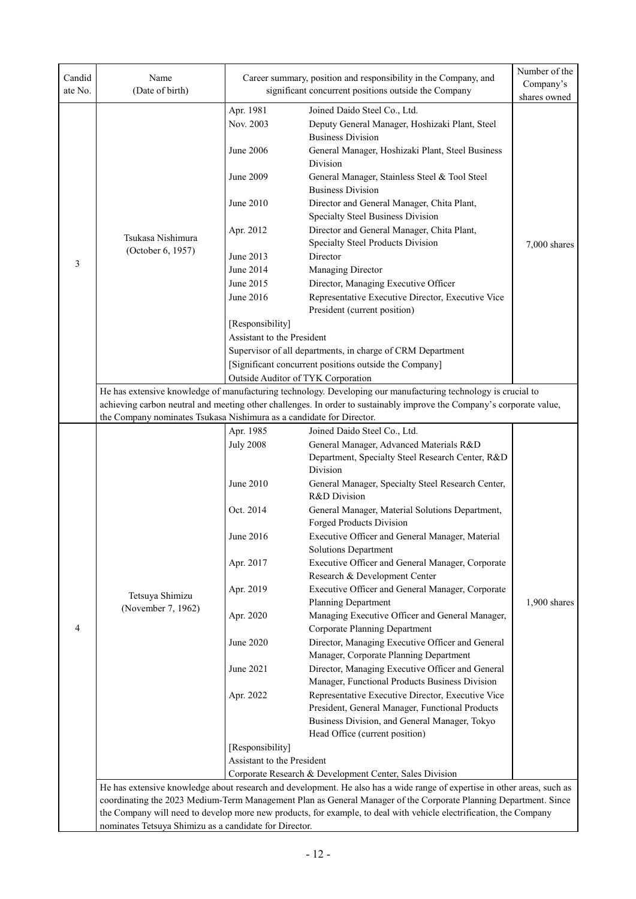| Candidate No. | Name (Date of birth) | Career summary, position and responsibility in the Company, and significant concurrent positions outside the Company | | Number of the Company's shares owned |
|---|---|---|---|---|
| 3 | Tsukasa Nishimura (October 6, 1957) | Apr. 1981 | Joined Daido Steel Co., Ltd. | 7,000 shares |
| | | Nov. 2003 | Deputy General Manager, Hoshizaki Plant, Steel Business Division | |
| | | June 2006 | General Manager, Hoshizaki Plant, Steel Business Division | |
| | | June 2009 | General Manager, Stainless Steel & Tool Steel Business Division | |
| | | June 2010 | Director and General Manager, Chita Plant, Specialty Steel Business Division | |
| | | Apr. 2012 | Director and General Manager, Chita Plant, Specialty Steel Products Division | |
| | | June 2013 | Director | |
| | | June 2014 | Managing Director | |
| | | June 2015 | Director, Managing Executive Officer | |
| | | June 2016 | Representative Executive Director, Executive Vice President (current position) | |
| | | [Responsibility]<br>Assistant to the President<br>Supervisor of all departments, in charge of CRM Department<br>[Significant concurrent positions outside the Company]<br>Outside Auditor of TYK Corporation | | |
| | He has extensive knowledge of manufacturing technology. Developing our manufacturing technology is crucial to achieving carbon neutral and meeting other challenges. In order to sustainably improve the Company's corporate value, the Company nominates Tsukasa Nishimura as a candidate for Director. | | | |
| 4 | Tetsuya Shimizu (November 7, 1962) | Apr. 1985 | Joined Daido Steel Co., Ltd. | 1,900 shares |
| | | July 2008 | General Manager, Advanced Materials R&D Department, Specialty Steel Research Center, R&D Division | |
| | | June 2010 | General Manager, Specialty Steel Research Center, R&D Division | |
| | | Oct. 2014 | General Manager, Material Solutions Department, Forged Products Division | |
| | | June 2016 | Executive Officer and General Manager, Material Solutions Department | |
| | | Apr. 2017 | Executive Officer and General Manager, Corporate Research & Development Center | |
| | | Apr. 2019 | Executive Officer and General Manager, Corporate Planning Department | |
| | | Apr. 2020 | Managing Executive Officer and General Manager, Corporate Planning Department | |
| | | June 2020 | Director, Managing Executive Officer and General Manager, Corporate Planning Department | |
| | | June 2021 | Director, Managing Executive Officer and General Manager, Functional Products Business Division | |
| | | Apr. 2022 | Representative Executive Director, Executive Vice President, General Manager, Functional Products Business Division, and General Manager, Tokyo Head Office (current position) | |
| | | [Responsibility]<br>Assistant to the President<br>Corporate Research & Development Center, Sales Division | | |
| | He has extensive knowledge about research and development. He also has a wide range of expertise in other areas, such as coordinating the 2023 Medium-Term Management Plan as General Manager of the Corporate Planning Department. Since the Company will need to develop more new products, for example, to deal with vehicle electrification, the Company nominates Tetsuya Shimizu as a candidate for Director. | | | |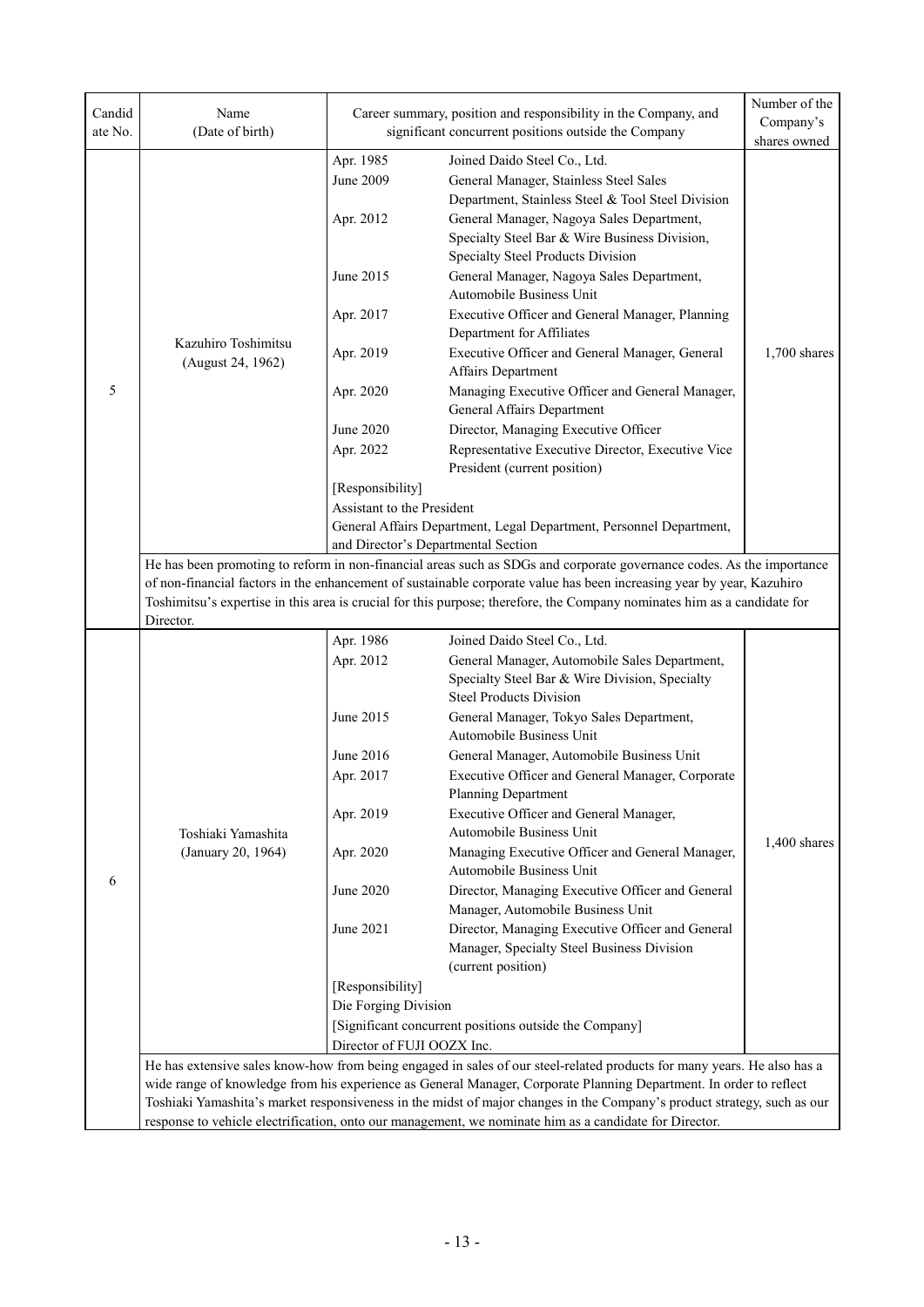| Candidate No. | Name (Date of birth) | Career summary, position and responsibility in the Company, and significant concurrent positions outside the Company | Number of the Company's shares owned |
|---|---|---|---|
| 5 | Kazuhiro Toshimitsu (August 24, 1962) | Apr. 1985 Joined Daido Steel Co., Ltd.<br>June 2009 General Manager, Stainless Steel Sales Department, Stainless Steel & Tool Steel Division<br>Apr. 2012 General Manager, Nagoya Sales Department, Specialty Steel Bar & Wire Business Division, Specialty Steel Products Division<br>June 2015 General Manager, Nagoya Sales Department, Automobile Business Unit<br>Apr. 2017 Executive Officer and General Manager, Planning Department for Affiliates<br>Apr. 2019 Executive Officer and General Manager, General Affairs Department<br>Apr. 2020 Managing Executive Officer and General Manager, General Affairs Department<br>June 2020 Director, Managing Executive Officer<br>Apr. 2022 Representative Executive Director, Executive Vice President (current position)<br>[Responsibility]<br>Assistant to the President<br>General Affairs Department, Legal Department, Personnel Department, and Director's Departmental Section | 1,700 shares |
| | He has been promoting to reform in non-financial areas such as SDGs and corporate governance codes. As the importance of non-financial factors in the enhancement of sustainable corporate value has been increasing year by year, Kazuhiro Toshimitsu's expertise in this area is crucial for this purpose; therefore, the Company nominates him as a candidate for Director. | | |
| 6 | Toshiaki Yamashita (January 20, 1964) | Apr. 1986 Joined Daido Steel Co., Ltd.<br>Apr. 2012 General Manager, Automobile Sales Department, Specialty Steel Bar & Wire Division, Specialty Steel Products Division<br>June 2015 General Manager, Tokyo Sales Department, Automobile Business Unit<br>June 2016 General Manager, Automobile Business Unit<br>Apr. 2017 Executive Officer and General Manager, Corporate Planning Department<br>Apr. 2019 Executive Officer and General Manager, Automobile Business Unit<br>Apr. 2020 Managing Executive Officer and General Manager, Automobile Business Unit<br>June 2020 Director, Managing Executive Officer and General Manager, Automobile Business Unit<br>June 2021 Director, Managing Executive Officer and General Manager, Specialty Steel Business Division (current position)<br>[Responsibility]<br>Die Forging Division<br>[Significant concurrent positions outside the Company]<br>Director of FUJI OOZX Inc. | 1,400 shares |
| | He has extensive sales know-how from being engaged in sales of our steel-related products for many years. He also has a wide range of knowledge from his experience as General Manager, Corporate Planning Department. In order to reflect Toshiaki Yamashita's market responsiveness in the midst of major changes in the Company's product strategy, such as our response to vehicle electrification, onto our management, we nominate him as a candidate for Director. | | |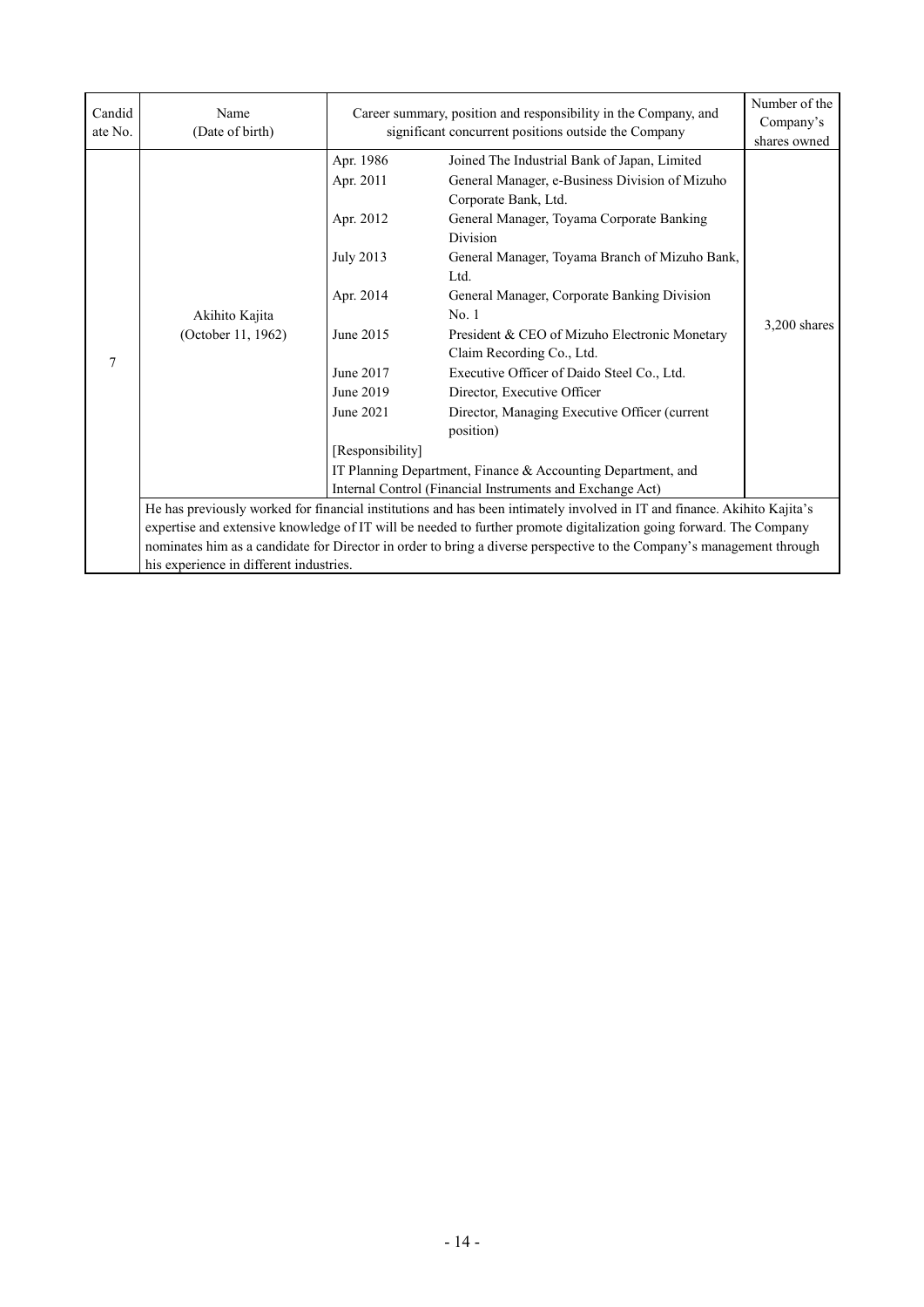| Candidate No. | Name (Date of birth) | Career summary, position and responsibility in the Company, and significant concurrent positions outside the Company | | Number of the Company's shares owned |
|---|---|---|---|---|
| 7 | Akihito Kajita (October 11, 1962) | Apr. 1986 | Joined The Industrial Bank of Japan, Limited | 3,200 shares |
| | | Apr. 2011 | General Manager, e-Business Division of Mizuho Corporate Bank, Ltd. | |
| | | Apr. 2012 | General Manager, Toyama Corporate Banking Division | |
| | | July 2013 | General Manager, Toyama Branch of Mizuho Bank, Ltd. | |
| | | Apr. 2014 | General Manager, Corporate Banking Division No. 1 | |
| | | June 2015 | President & CEO of Mizuho Electronic Monetary Claim Recording Co., Ltd. | |
| | | June 2017 | Executive Officer of Daido Steel Co., Ltd. | |
| | | June 2019 | Director, Executive Officer | |
| | | June 2021 | Director, Managing Executive Officer (current position) | |
| | | [Responsibility]<br>IT Planning Department, Finance & Accounting Department, and Internal Control (Financial Instruments and Exchange Act) | | |
| | He has previously worked for financial institutions and has been intimately involved in IT and finance. Akihito Kajita's expertise and extensive knowledge of IT will be needed to further promote digitalization going forward. The Company nominates him as a candidate for Director in order to bring a diverse perspective to the Company's management through his experience in different industries. | | | |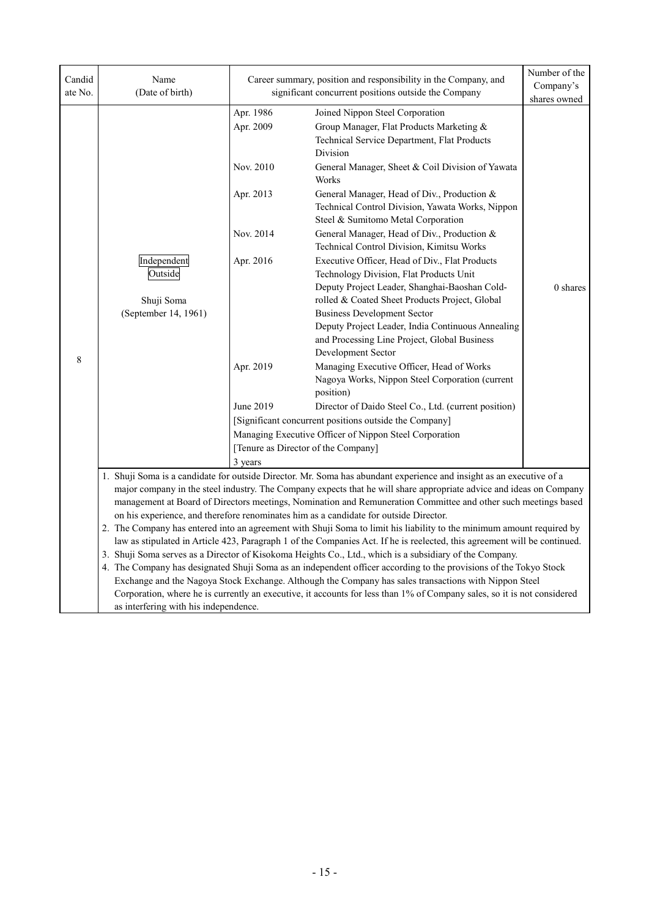| Candidate No. | Name (Date of birth) | Career summary, position and responsibility in the Company, and significant concurrent positions outside the Company | | Number of the Company's shares owned |
|---|---|---|---|---|
| 8 | Independent<br>Outside<br><br>Shuji Soma<br>(September 14, 1961) | Apr. 1986 | Joined Nippon Steel Corporation | 0 shares |
| | | Apr. 2009 | Group Manager, Flat Products Marketing & Technical Service Department, Flat Products Division | |
| | | Nov. 2010 | General Manager, Sheet & Coil Division of Yawata Works | |
| | | Apr. 2013 | General Manager, Head of Div., Production & Technical Control Division, Yawata Works, Nippon Steel & Sumitomo Metal Corporation | |
| | | Nov. 2014 | General Manager, Head of Div., Production & Technical Control Division, Kimitsu Works | |
| | | Apr. 2016 | Executive Officer, Head of Div., Flat Products Technology Division, Flat Products Unit<br>Deputy Project Leader, Shanghai-Baoshan Cold-rolled & Coated Sheet Products Project, Global Business Development Sector<br>Deputy Project Leader, India Continuous Annealing and Processing Line Project, Global Business Development Sector | |
| | | Apr. 2019 | Managing Executive Officer, Head of Works Nagoya Works, Nippon Steel Corporation (current position) | |
| | | June 2019 | Director of Daido Steel Co., Ltd. (current position) | |
| | | [Significant concurrent positions outside the Company]<br>Managing Executive Officer of Nippon Steel Corporation<br>[Tenure as Director of the Company]<br>3 years | | |

1. Shuji Soma is a candidate for outside Director. Mr. Soma has abundant experience and insight as an executive of a major company in the steel industry. The Company expects that he will share appropriate advice and ideas on Company management at Board of Directors meetings, Nomination and Remuneration Committee and other such meetings based on his experience, and therefore renominates him as a candidate for outside Director.
2. The Company has entered into an agreement with Shuji Soma to limit his liability to the minimum amount required by law as stipulated in Article 423, Paragraph 1 of the Companies Act. If he is reelected, this agreement will be continued.
3. Shuji Soma serves as a Director of Kisokoma Heights Co., Ltd., which is a subsidiary of the Company.
4. The Company has designated Shuji Soma as an independent officer according to the provisions of the Tokyo Stock Exchange and the Nagoya Stock Exchange. Although the Company has sales transactions with Nippon Steel Corporation, where he is currently an executive, it accounts for less than 1% of Company sales, so it is not considered as interfering with his independence.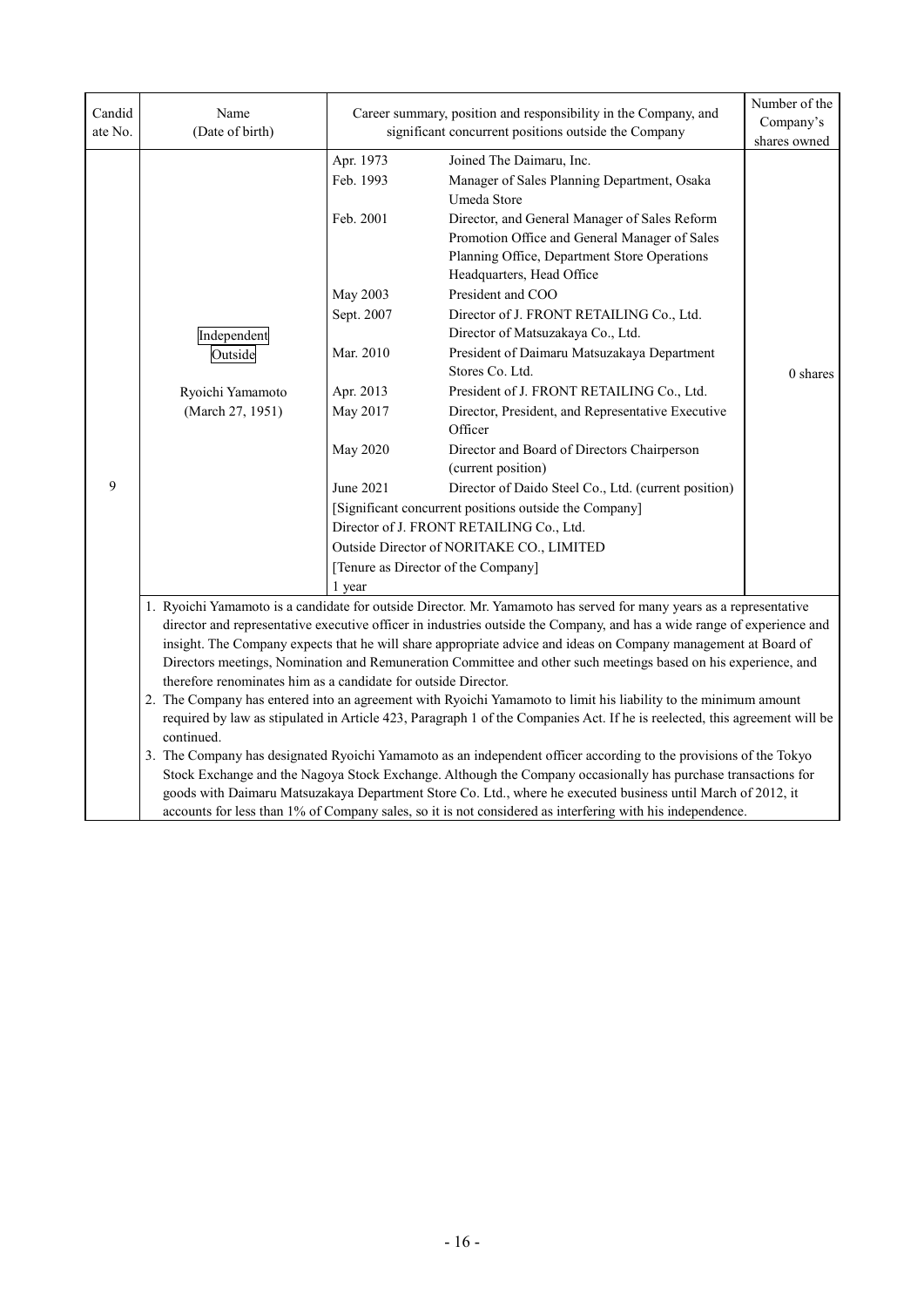| Candidate No. | Name (Date of birth) | Career summary, position and responsibility in the Company, and significant concurrent positions outside the Company | | Number of the Company's shares owned |
|---|---|---|---|---|
| 9 | Independent<br>Outside<br><br>Ryoichi Yamamoto<br>(March 27, 1951) | Apr. 1973 | Joined The Daimaru, Inc. | 0 shares |
| | | Feb. 1993 | Manager of Sales Planning Department, Osaka Umeda Store | |
| | | Feb. 2001 | Director, and General Manager of Sales Reform Promotion Office and General Manager of Sales Planning Office, Department Store Operations Headquarters, Head Office | |
| | | May 2003 | President and COO | |
| | | Sept. 2007 | Director of J. FRONT RETAILING Co., Ltd.<br>Director of Matsuzakaya Co., Ltd. | |
| | | Mar. 2010 | President of Daimaru Matsuzakaya Department Stores Co. Ltd. | |
| | | Apr. 2013 | President of J. FRONT RETAILING Co., Ltd. | |
| | | May 2017 | Director, President, and Representative Executive Officer | |
| | | May 2020 | Director and Board of Directors Chairperson (current position) | |
| | | June 2021 | Director of Daido Steel Co., Ltd. (current position) | |
| | | [Significant concurrent positions outside the Company]<br>Director of J. FRONT RETAILING Co., Ltd.<br>Outside Director of NORITAKE CO., LIMITED<br>[Tenure as Director of the Company]<br>1 year | | |

1. Ryoichi Yamamoto is a candidate for outside Director. Mr. Yamamoto has served for many years as a representative director and representative executive officer in industries outside the Company, and has a wide range of experience and insight. The Company expects that he will share appropriate advice and ideas on Company management at Board of Directors meetings, Nomination and Remuneration Committee and other such meetings based on his experience, and therefore renominates him as a candidate for outside Director.
2. The Company has entered into an agreement with Ryoichi Yamamoto to limit his liability to the minimum amount required by law as stipulated in Article 423, Paragraph 1 of the Companies Act. If he is reelected, this agreement will be continued.
3. The Company has designated Ryoichi Yamamoto as an independent officer according to the provisions of the Tokyo Stock Exchange and the Nagoya Stock Exchange. Although the Company occasionally has purchase transactions for goods with Daimaru Matsuzakaya Department Store Co. Ltd., where he executed business until March of 2012, it accounts for less than 1% of Company sales, so it is not considered as interfering with his independence.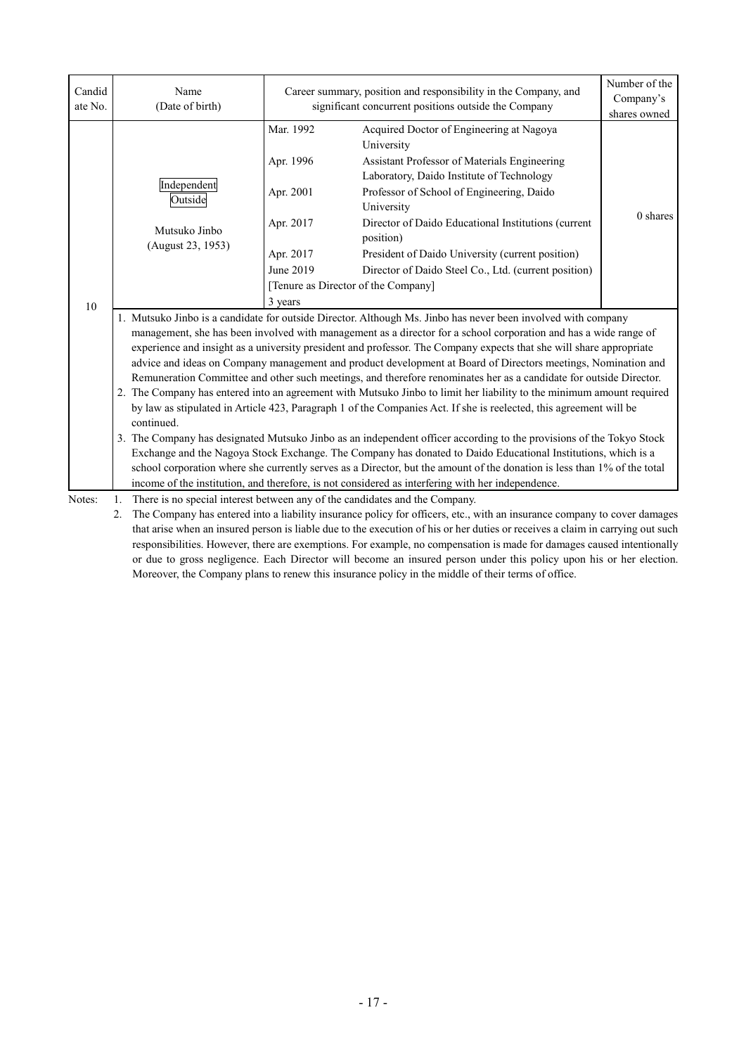| Candidate No. | Name (Date of birth) | Career summary, position and responsibility in the Company, and significant concurrent positions outside the Company | | Number of the Company's shares owned |
|---|---|---|---|---|
| 10 | Independent<br>Outside<br><br>Mutsuko Jinbo<br>(August 23, 1953) | Mar. 1992 | Acquired Doctor of Engineering at Nagoya University | 0 shares |
| | | Apr. 1996 | Assistant Professor of Materials Engineering Laboratory, Daido Institute of Technology | |
| | | Apr. 2001 | Professor of School of Engineering, Daido University | |
| | | Apr. 2017 | Director of Daido Educational Institutions (current position) | |
| | | Apr. 2017 | President of Daido University (current position) | |
| | | June 2019 | Director of Daido Steel Co., Ltd. (current position) | |
| | | [Tenure as Director of the Company]<br>3 years | | |

1. Mutsuko Jinbo is a candidate for outside Director. Although Ms. Jinbo has never been involved with company management, she has been involved with management as a director for a school corporation and has a wide range of experience and insight as a university president and professor. The Company expects that she will share appropriate advice and ideas on Company management and product development at Board of Directors meetings, Nomination and Remuneration Committee and other such meetings, and therefore renominates her as a candidate for outside Director.
2. The Company has entered into an agreement with Mutsuko Jinbo to limit her liability to the minimum amount required by law as stipulated in Article 423, Paragraph 1 of the Companies Act. If she is reelected, this agreement will be continued.
3. The Company has designated Mutsuko Jinbo as an independent officer according to the provisions of the Tokyo Stock Exchange and the Nagoya Stock Exchange. The Company has donated to Daido Educational Institutions, which is a school corporation where she currently serves as a Director, but the amount of the donation is less than 1% of the total income of the institution, and therefore, is not considered as interfering with her independence.

Notes:
1. There is no special interest between any of the candidates and the Company.
2. The Company has entered into a liability insurance policy for officers, etc., with an insurance company to cover damages that arise when an insured person is liable due to the execution of his or her duties or receives a claim in carrying out such responsibilities. However, there are exemptions. For example, no compensation is made for damages caused intentionally or due to gross negligence. Each Director will become an insured person under this policy upon his or her election. Moreover, the Company plans to renew this insurance policy in the middle of their terms of office.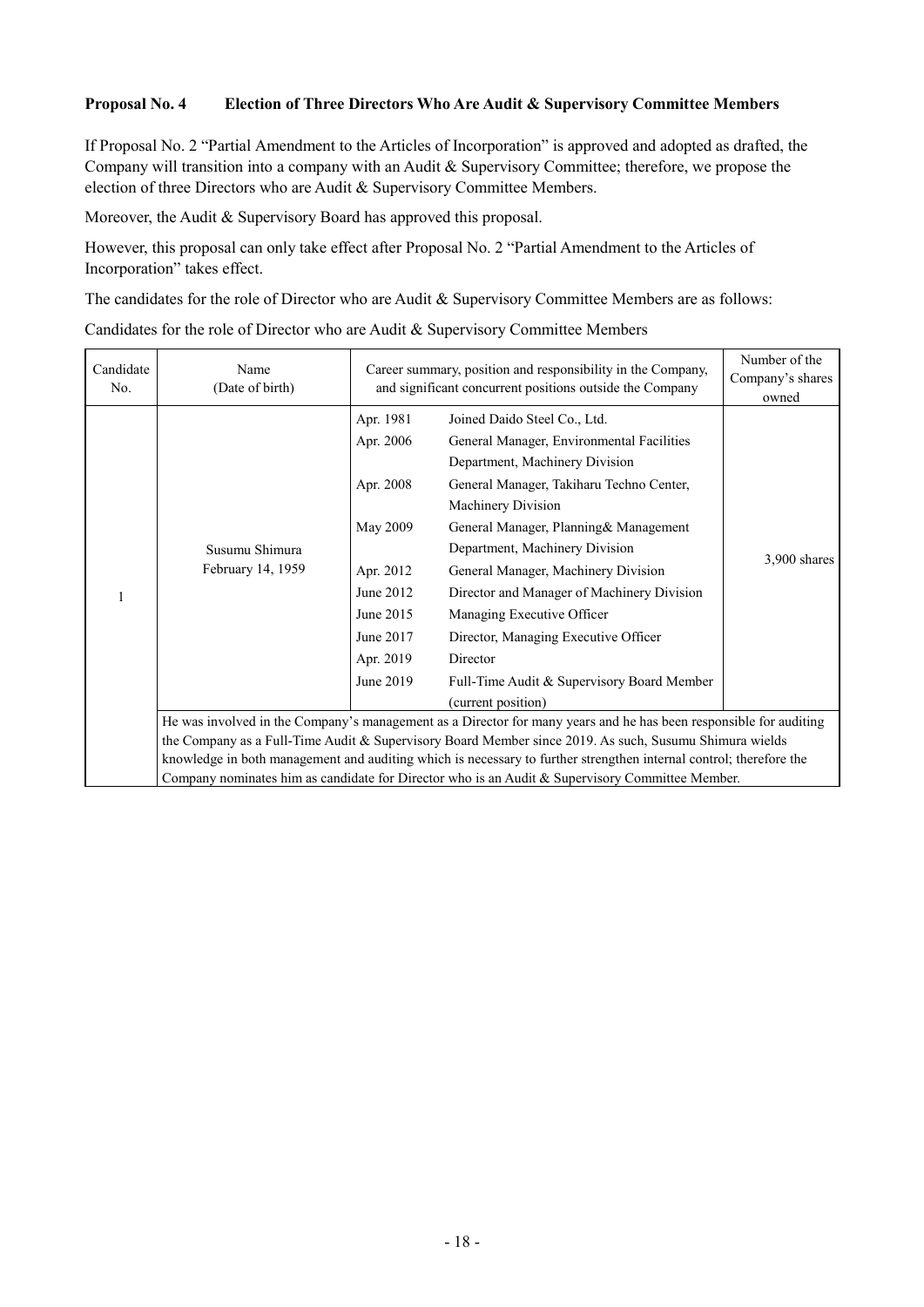**Proposal No. 4 Election of Three Directors Who Are Audit & Supervisory Committee Members**

If Proposal No. 2 "Partial Amendment to the Articles of Incorporation" is approved and adopted as drafted, the Company will transition into a company with an Audit & Supervisory Committee; therefore, we propose the election of three Directors who are Audit & Supervisory Committee Members.

Moreover, the Audit & Supervisory Board has approved this proposal.

However, this proposal can only take effect after Proposal No. 2 "Partial Amendment to the Articles of Incorporation" takes effect.

The candidates for the role of Director who are Audit & Supervisory Committee Members are as follows:

Candidates for the role of Director who are Audit & Supervisory Committee Members

| Candidate No. | Name (Date of birth) | Career summary, position and responsibility in the Company, and significant concurrent positions outside the Company | | Number of the Company's shares owned |
|---|---|---|---|---|
| 1 | Susumu Shimura<br>February 14, 1959 | Apr. 1981 | Joined Daido Steel Co., Ltd. | 3,900 shares |
| | | Apr. 2006 | General Manager, Environmental Facilities Department, Machinery Division | |
| | | Apr. 2008 | General Manager, Takiharu Techno Center, Machinery Division | |
| | | May 2009 | General Manager, Planning& Management Department, Machinery Division | |
| | | Apr. 2012 | General Manager, Machinery Division | |
| | | June 2012 | Director and Manager of Machinery Division | |
| | | June 2015 | Managing Executive Officer | |
| | | June 2017 | Director, Managing Executive Officer | |
| | | Apr. 2019 | Director | |
| | | June 2019 | Full-Time Audit & Supervisory Board Member (current position) | |
| | He was involved in the Company's management as a Director for many years and he has been responsible for auditing the Company as a Full-Time Audit & Supervisory Board Member since 2019. As such, Susumu Shimura wields knowledge in both management and auditing which is necessary to further strengthen internal control; therefore the Company nominates him as candidate for Director who is an Audit & Supervisory Committee Member. | | | |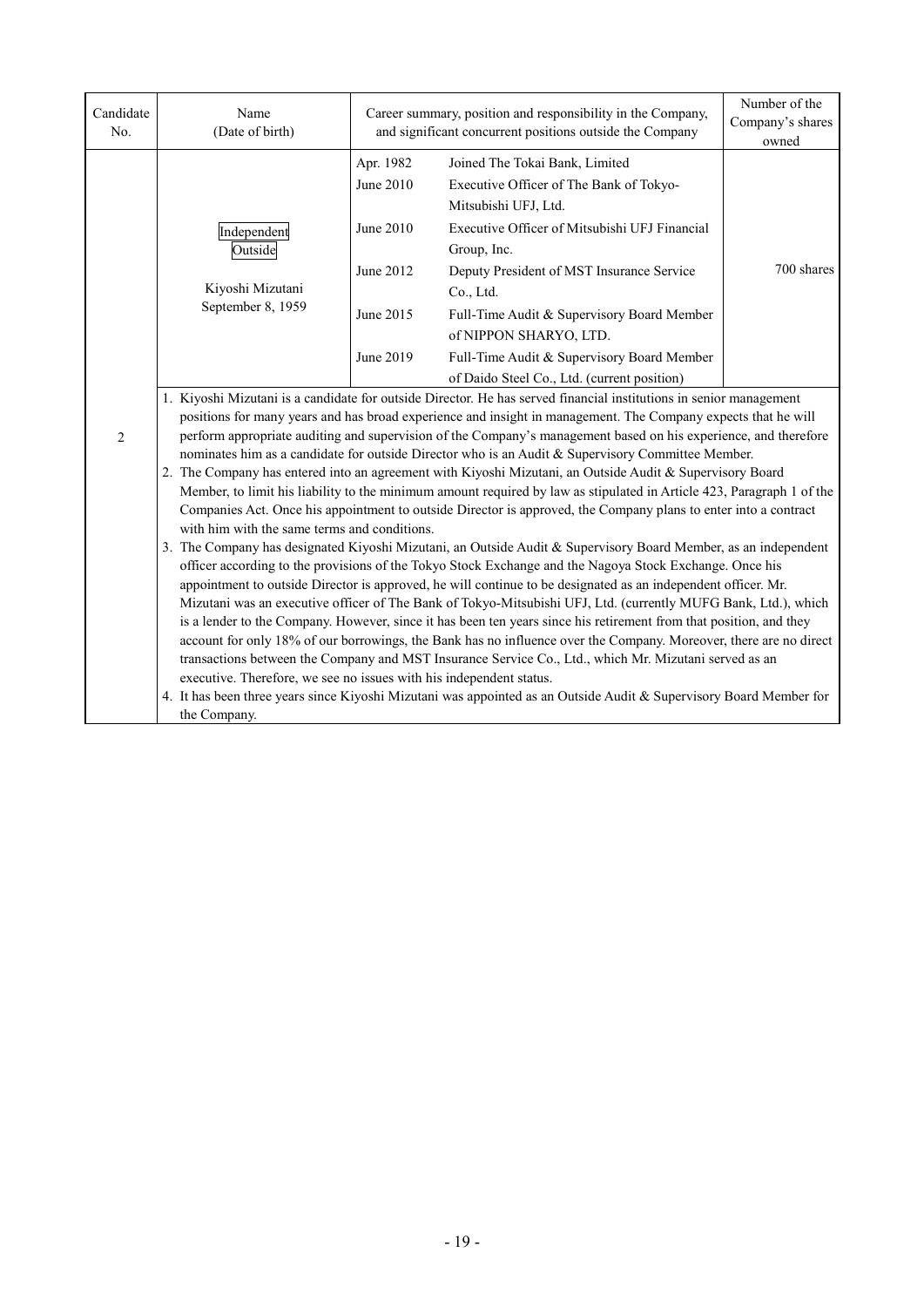| Candidate No. | Name (Date of birth) | Career summary, position and responsibility in the Company, and significant concurrent positions outside the Company | | Number of the Company's shares owned |
|---|---|---|---|---|
| 2 | Independent Outside<br><br>Kiyoshi Mizutani<br>September 8, 1959 | Apr. 1982 | Joined The Tokai Bank, Limited | 700 shares |
| | | June 2010 | Executive Officer of The Bank of Tokyo-Mitsubishi UFJ, Ltd. | |
| | | June 2010 | Executive Officer of Mitsubishi UFJ Financial Group, Inc. | |
| | | June 2012 | Deputy President of MST Insurance Service Co., Ltd. | |
| | | June 2015 | Full-Time Audit & Supervisory Board Member of NIPPON SHARYO, LTD. | |
| | | June 2019 | Full-Time Audit & Supervisory Board Member of Daido Steel Co., Ltd. (current position) | |

1. Kiyoshi Mizutani is a candidate for outside Director. He has served financial institutions in senior management positions for many years and has broad experience and insight in management. The Company expects that he will perform appropriate auditing and supervision of the Company's management based on his experience, and therefore nominates him as a candidate for outside Director who is an Audit & Supervisory Committee Member.
2. The Company has entered into an agreement with Kiyoshi Mizutani, an Outside Audit & Supervisory Board Member, to limit his liability to the minimum amount required by law as stipulated in Article 423, Paragraph 1 of the Companies Act. Once his appointment to outside Director is approved, the Company plans to enter into a contract with him with the same terms and conditions.
3. The Company has designated Kiyoshi Mizutani, an Outside Audit & Supervisory Board Member, as an independent officer according to the provisions of the Tokyo Stock Exchange and the Nagoya Stock Exchange. Once his appointment to outside Director is approved, he will continue to be designated as an independent officer. Mr. Mizutani was an executive officer of The Bank of Tokyo-Mitsubishi UFJ, Ltd. (currently MUFG Bank, Ltd.), which is a lender to the Company. However, since it has been ten years since his retirement from that position, and they account for only 18% of our borrowings, the Bank has no influence over the Company. Moreover, there are no direct transactions between the Company and MST Insurance Service Co., Ltd., which Mr. Mizutani served as an executive. Therefore, we see no issues with his independent status.
4. It has been three years since Kiyoshi Mizutani was appointed as an Outside Audit & Supervisory Board Member for the Company.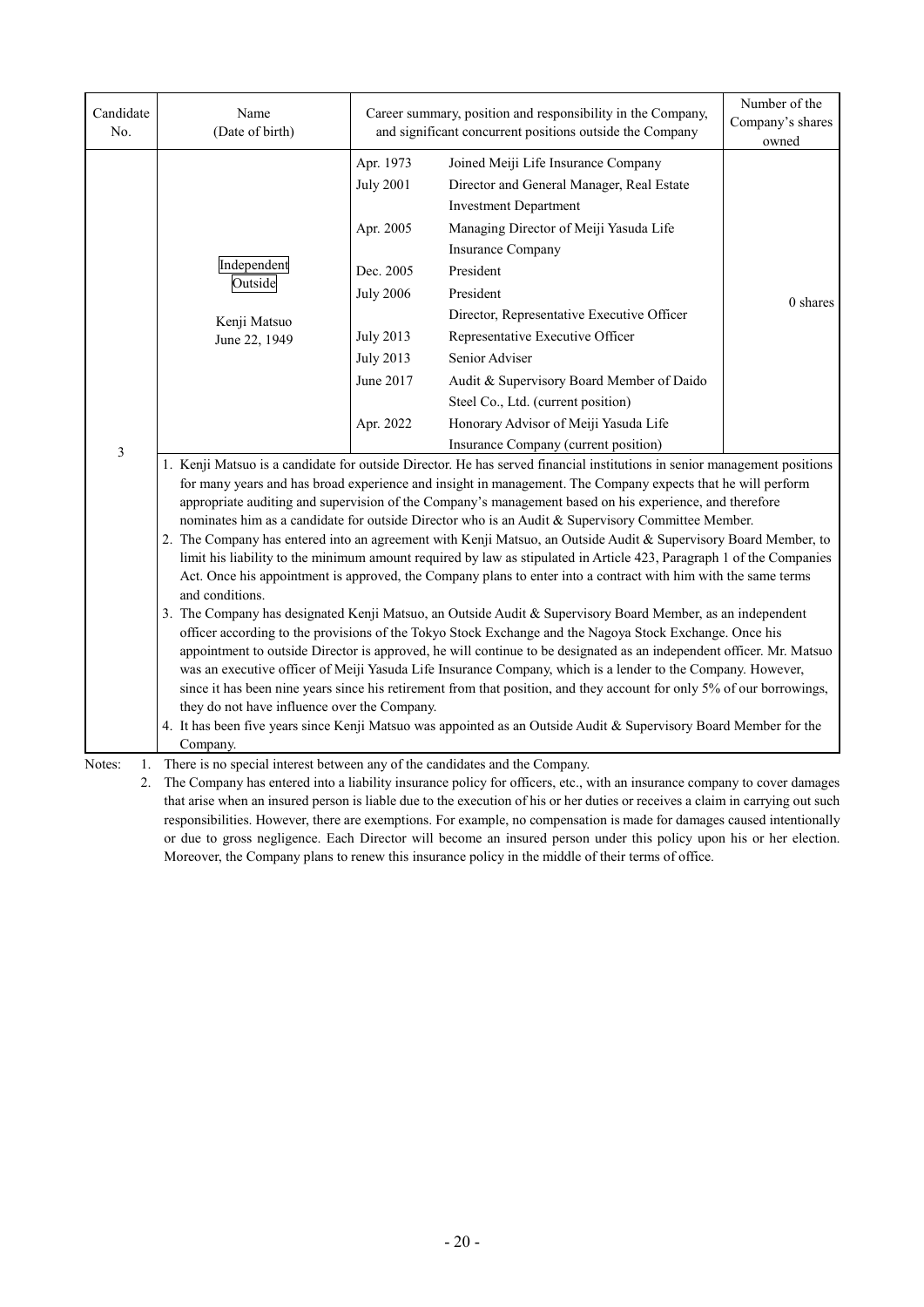| Candidate No. | Name (Date of birth) | Career summary, position and responsibility in the Company, and significant concurrent positions outside the Company | | Number of the Company's shares owned |
|---|---|---|---|---|
| 3 | Independent<br>Outside<br><br>Kenji Matsuo<br>June 22, 1949 | Apr. 1973 | Joined Meiji Life Insurance Company | 0 shares |
| | | July 2001 | Director and General Manager, Real Estate Investment Department | |
| | | Apr. 2005 | Managing Director of Meiji Yasuda Life Insurance Company | |
| | | Dec. 2005 | President | |
| | | July 2006 | President<br>Director, Representative Executive Officer | |
| | | July 2013 | Representative Executive Officer | |
| | | July 2013 | Senior Adviser | |
| | | June 2017 | Audit & Supervisory Board Member of Daido Steel Co., Ltd. (current position) | |
| | | Apr. 2022 | Honorary Advisor of Meiji Yasuda Life Insurance Company (current position) | |

1. Kenji Matsuo is a candidate for outside Director. He has served financial institutions in senior management positions for many years and has broad experience and insight in management. The Company expects that he will perform appropriate auditing and supervision of the Company's management based on his experience, and therefore nominates him as a candidate for outside Director who is an Audit & Supervisory Committee Member.
2. The Company has entered into an agreement with Kenji Matsuo, an Outside Audit & Supervisory Board Member, to limit his liability to the minimum amount required by law as stipulated in Article 423, Paragraph 1 of the Companies Act. Once his appointment is approved, the Company plans to enter into a contract with him with the same terms and conditions.
3. The Company has designated Kenji Matsuo, an Outside Audit & Supervisory Board Member, as an independent officer according to the provisions of the Tokyo Stock Exchange and the Nagoya Stock Exchange. Once his appointment to outside Director is approved, he will continue to be designated as an independent officer. Mr. Matsuo was an executive officer of Meiji Yasuda Life Insurance Company, which is a lender to the Company. However, since it has been nine years since his retirement from that position, and they account for only 5% of our borrowings, they do not have influence over the Company.
4. It has been five years since Kenji Matsuo was appointed as an Outside Audit & Supervisory Board Member for the Company.

Notes:
1. There is no special interest between any of the candidates and the Company.
2. The Company has entered into a liability insurance policy for officers, etc., with an insurance company to cover damages that arise when an insured person is liable due to the execution of his or her duties or receives a claim in carrying out such responsibilities. However, there are exemptions. For example, no compensation is made for damages caused intentionally or due to gross negligence. Each Director will become an insured person under this policy upon his or her election. Moreover, the Company plans to renew this insurance policy in the middle of their terms of office.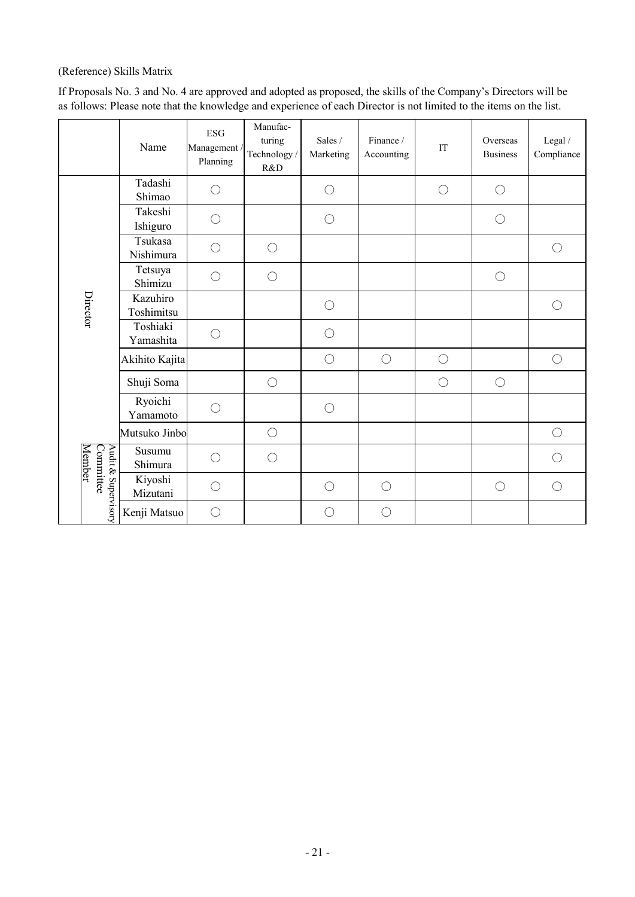(Reference) Skills Matrix

If Proposals No. 3 and No. 4 are approved and adopted as proposed, the skills of the Company's Directors will be as follows: Please note that the knowledge and experience of each Director is not limited to the items on the list.

| | Name | ESG Management / Planning | Manufac-turing Technology / R&D | Sales / Marketing | Finance / Accounting | IT | Overseas Business | Legal / Compliance |
|---|---|---|---|---|---|---|---|---|
| Director | Tadashi Shimao | ○ | | ○ | | ○ | ○ | |
| | Takeshi Ishiguro | ○ | | ○ | | | ○ | |
| | Tsukasa Nishimura | ○ | ○ | | | | | ○ |
| | Tetsuya Shimizu | ○ | ○ | | | | ○ | |
| | Kazuhiro Toshimitsu | | | ○ | | | | ○ |
| | Toshiaki Yamashita | ○ | | ○ | | | | |
| | Akihito Kajita | | | ○ | ○ | ○ | | ○ |
| | Shuji Soma | | ○ | | | ○ | ○ | |
| | Ryoichi Yamamoto | ○ | | ○ | | | | |
| | Mutsuko Jinbo | | ○ | | | | | ○ |
| Audit & Supervisory Committee Member | Susumu Shimura | ○ | ○ | | | | | ○ |
| | Kiyoshi Mizutani | ○ | | ○ | ○ | | ○ | ○ |
| | Kenji Matsuo | ○ | | ○ | ○ | | | |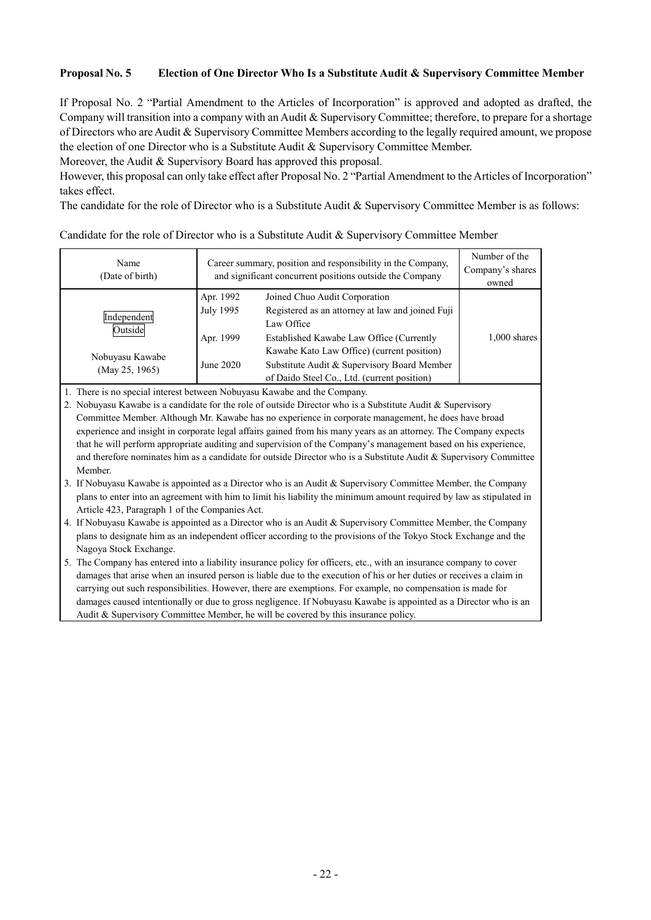**Proposal No. 5 Election of One Director Who Is a Substitute Audit & Supervisory Committee Member**

If Proposal No. 2 "Partial Amendment to the Articles of Incorporation" is approved and adopted as drafted, the Company will transition into a company with an Audit & Supervisory Committee; therefore, to prepare for a shortage of Directors who are Audit & Supervisory Committee Members according to the legally required amount, we propose the election of one Director who is a Substitute Audit & Supervisory Committee Member.

Moreover, the Audit & Supervisory Board has approved this proposal.

However, this proposal can only take effect after Proposal No. 2 "Partial Amendment to the Articles of Incorporation" takes effect.

The candidate for the role of Director who is a Substitute Audit & Supervisory Committee Member is as follows:

Candidate for the role of Director who is a Substitute Audit & Supervisory Committee Member

| Name (Date of birth) | Career summary, position and responsibility in the Company, and significant concurrent positions outside the Company | | Number of the Company's shares owned |
|---|---|---|---|
| Independent Outside<br><br>Nobuyasu Kawabe (May 25, 1965) | Apr. 1992 | Joined Chuo Audit Corporation | 1,000 shares |
| | July 1995 | Registered as an attorney at law and joined Fuji Law Office | |
| | Apr. 1999 | Established Kawabe Law Office (Currently Kawabe Kato Law Office) (current position) | |
| | June 2020 | Substitute Audit & Supervisory Board Member of Daido Steel Co., Ltd. (current position) | |

1. There is no special interest between Nobuyasu Kawabe and the Company.
2. Nobuyasu Kawabe is a candidate for the role of outside Director who is a Substitute Audit & Supervisory Committee Member. Although Mr. Kawabe has no experience in corporate management, he does have broad experience and insight in corporate legal affairs gained from his many years as an attorney. The Company expects that he will perform appropriate auditing and supervision of the Company's management based on his experience, and therefore nominates him as a candidate for outside Director who is a Substitute Audit & Supervisory Committee Member.
3. If Nobuyasu Kawabe is appointed as a Director who is an Audit & Supervisory Committee Member, the Company plans to enter into an agreement with him to limit his liability the minimum amount required by law as stipulated in Article 423, Paragraph 1 of the Companies Act.
4. If Nobuyasu Kawabe is appointed as a Director who is an Audit & Supervisory Committee Member, the Company plans to designate him as an independent officer according to the provisions of the Tokyo Stock Exchange and the Nagoya Stock Exchange.
5. The Company has entered into a liability insurance policy for officers, etc., with an insurance company to cover damages that arise when an insured person is liable due to the execution of his or her duties or receives a claim in carrying out such responsibilities. However, there are exemptions. For example, no compensation is made for damages caused intentionally or due to gross negligence. If Nobuyasu Kawabe is appointed as a Director who is an Audit & Supervisory Committee Member, he will be covered by this insurance policy.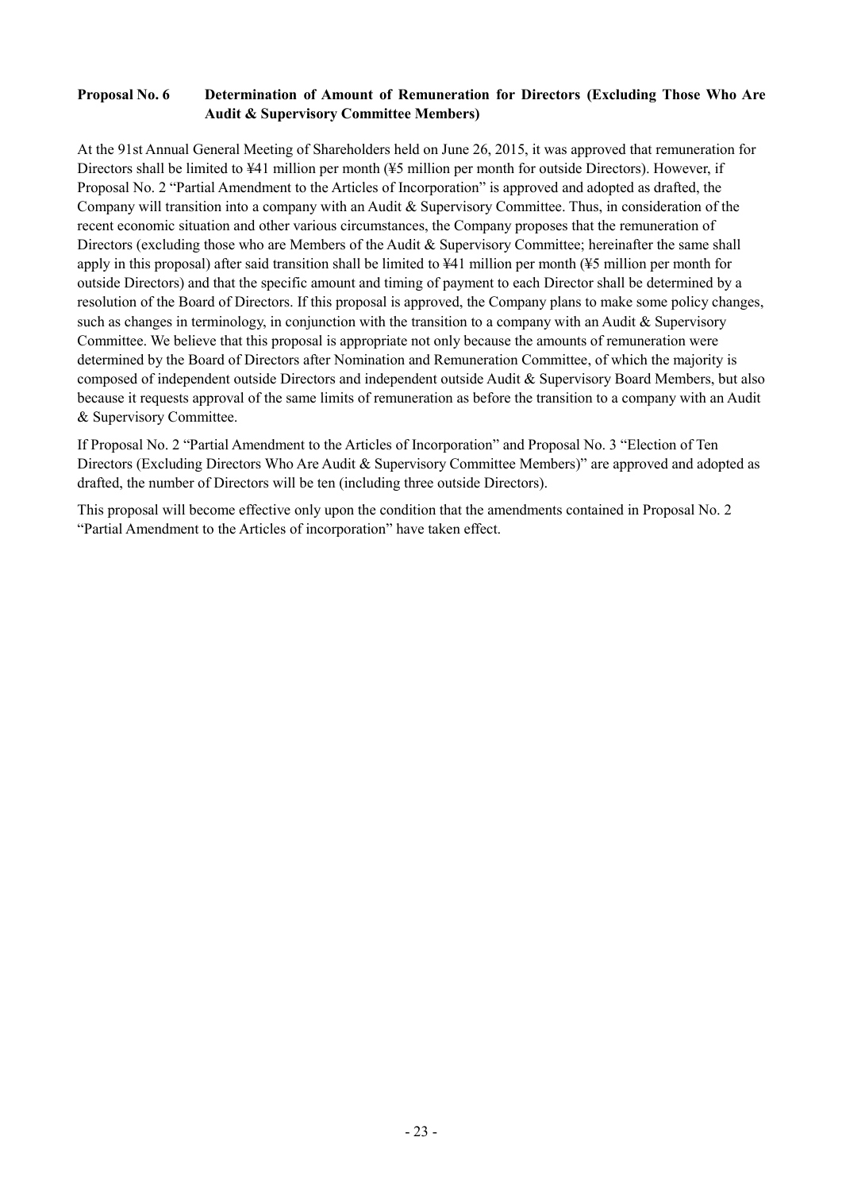## Proposal No. 6 Determination of Amount of Remuneration for Directors (Excluding Those Who Are Audit & Supervisory Committee Members)

At the 91st Annual General Meeting of Shareholders held on June 26, 2015, it was approved that remuneration for Directors shall be limited to ¥41 million per month (¥5 million per month for outside Directors). However, if Proposal No. 2 "Partial Amendment to the Articles of Incorporation" is approved and adopted as drafted, the Company will transition into a company with an Audit & Supervisory Committee. Thus, in consideration of the recent economic situation and other various circumstances, the Company proposes that the remuneration of Directors (excluding those who are Members of the Audit & Supervisory Committee; hereinafter the same shall apply in this proposal) after said transition shall be limited to ¥41 million per month (¥5 million per month for outside Directors) and that the specific amount and timing of payment to each Director shall be determined by a resolution of the Board of Directors. If this proposal is approved, the Company plans to make some policy changes, such as changes in terminology, in conjunction with the transition to a company with an Audit & Supervisory Committee. We believe that this proposal is appropriate not only because the amounts of remuneration were determined by the Board of Directors after Nomination and Remuneration Committee, of which the majority is composed of independent outside Directors and independent outside Audit & Supervisory Board Members, but also because it requests approval of the same limits of remuneration as before the transition to a company with an Audit & Supervisory Committee.

If Proposal No. 2 "Partial Amendment to the Articles of Incorporation" and Proposal No. 3 "Election of Ten Directors (Excluding Directors Who Are Audit & Supervisory Committee Members)" are approved and adopted as drafted, the number of Directors will be ten (including three outside Directors).

This proposal will become effective only upon the condition that the amendments contained in Proposal No. 2 "Partial Amendment to the Articles of incorporation" have taken effect.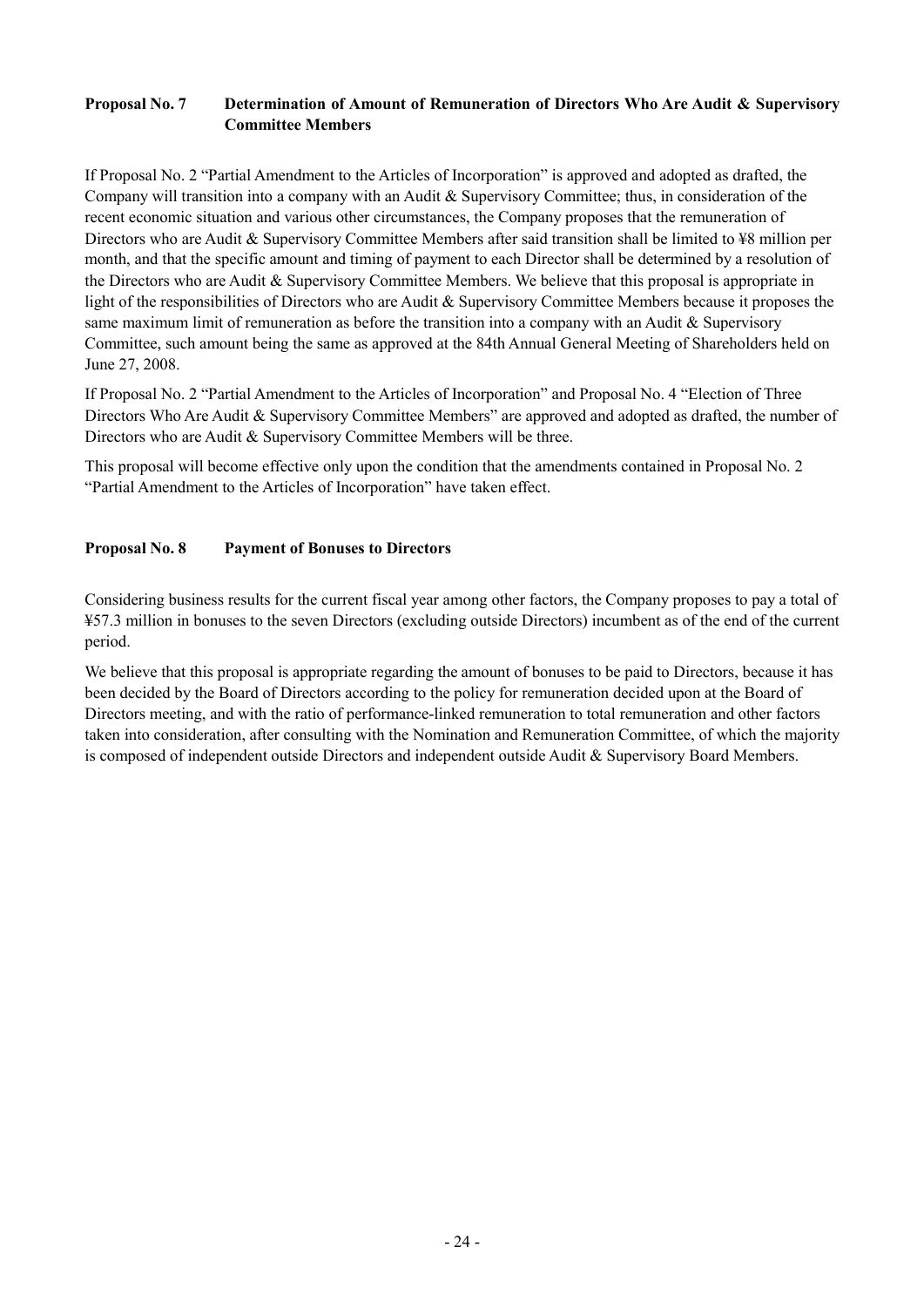**Proposal No. 7 Determination of Amount of Remuneration of Directors Who Are Audit & Supervisory Committee Members**

If Proposal No. 2 "Partial Amendment to the Articles of Incorporation" is approved and adopted as drafted, the Company will transition into a company with an Audit & Supervisory Committee; thus, in consideration of the recent economic situation and various other circumstances, the Company proposes that the remuneration of Directors who are Audit & Supervisory Committee Members after said transition shall be limited to ¥8 million per month, and that the specific amount and timing of payment to each Director shall be determined by a resolution of the Directors who are Audit & Supervisory Committee Members. We believe that this proposal is appropriate in light of the responsibilities of Directors who are Audit & Supervisory Committee Members because it proposes the same maximum limit of remuneration as before the transition into a company with an Audit & Supervisory Committee, such amount being the same as approved at the 84th Annual General Meeting of Shareholders held on June 27, 2008.

If Proposal No. 2 "Partial Amendment to the Articles of Incorporation" and Proposal No. 4 "Election of Three Directors Who Are Audit & Supervisory Committee Members" are approved and adopted as drafted, the number of Directors who are Audit & Supervisory Committee Members will be three.

This proposal will become effective only upon the condition that the amendments contained in Proposal No. 2 "Partial Amendment to the Articles of Incorporation" have taken effect.

**Proposal No. 8 Payment of Bonuses to Directors**

Considering business results for the current fiscal year among other factors, the Company proposes to pay a total of ¥57.3 million in bonuses to the seven Directors (excluding outside Directors) incumbent as of the end of the current period.

We believe that this proposal is appropriate regarding the amount of bonuses to be paid to Directors, because it has been decided by the Board of Directors according to the policy for remuneration decided upon at the Board of Directors meeting, and with the ratio of performance-linked remuneration to total remuneration and other factors taken into consideration, after consulting with the Nomination and Remuneration Committee, of which the majority is composed of independent outside Directors and independent outside Audit & Supervisory Board Members.